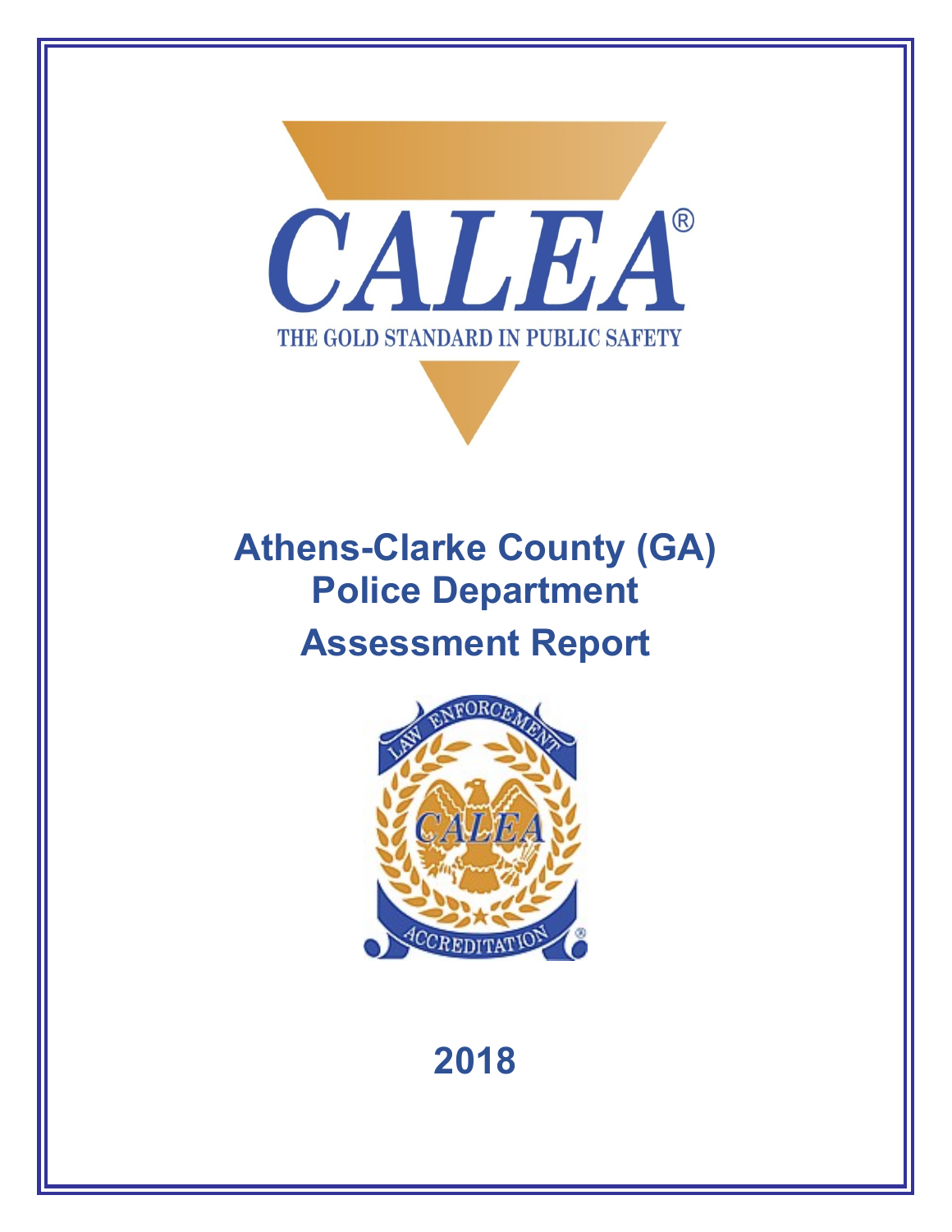CALEA®

THE GOLD STANDARD IN PUBLIC SAFETY

# Athens-Clarke County (GA) Police Department

# Assessment Report

LAW ENFORCEMENT CALEA ACCREDITATION

## 2018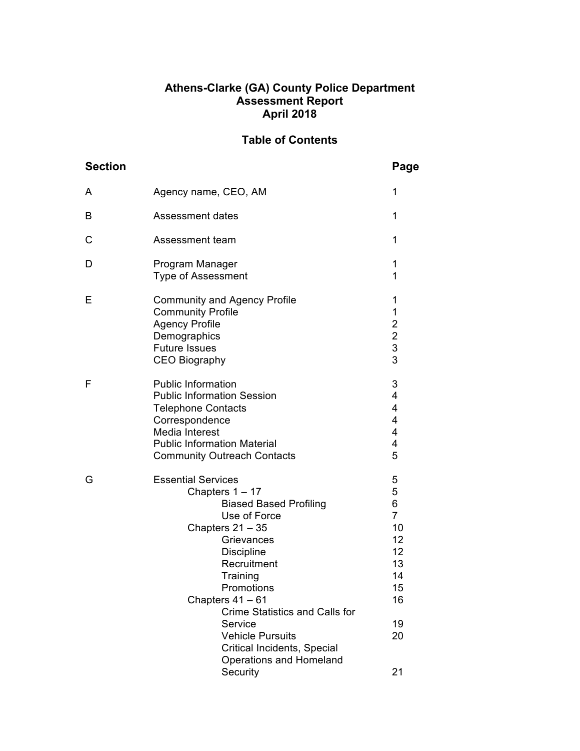# Athens-Clarke (GA) County Police Department
## Assessment Report
## April 2018

## Table of Contents

| Section | | Page |
|---|---|---|
| A | Agency name, CEO, AM | 1 |
| B | Assessment dates | 1 |
| C | Assessment team | 1 |
| D | Program Manager | 1 |
| | Type of Assessment | 1 |
| E | Community and Agency Profile | 1 |
| | Community Profile | 1 |
| | Agency Profile | 2 |
| | Demographics | 2 |
| | Future Issues | 3 |
| | CEO Biography | 3 |
| F | Public Information | 3 |
| | Public Information Session | 4 |
| | Telephone Contacts | 4 |
| | Correspondence | 4 |
| | Media Interest | 4 |
| | Public Information Material | 4 |
| | Community Outreach Contacts | 5 |
| G | Essential Services | 5 |
| | Chapters 1 – 17 | 5 |
| | Biased Based Profiling | 6 |
| | Use of Force | 7 |
| | Chapters 21 – 35 | 10 |
| | Grievances | 12 |
| | Discipline | 12 |
| | Recruitment | 13 |
| | Training | 14 |
| | Promotions | 15 |
| | Chapters 41 – 61 | 16 |
| | Crime Statistics and Calls for Service | 19 |
| | Vehicle Pursuits | 20 |
| | Critical Incidents, Special Operations and Homeland Security | 21 |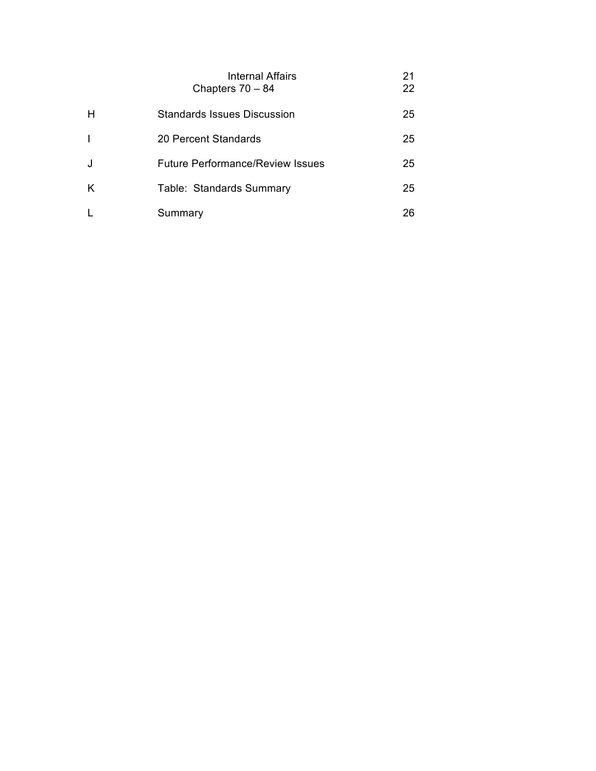| | | |
|---|---|---|
| | Internal Affairs | 21 |
| | Chapters 70 – 84 | 22 |
| H | Standards Issues Discussion | 25 |
| I | 20 Percent Standards | 25 |
| J | Future Performance/Review Issues | 25 |
| K | Table: Standards Summary | 25 |
| L | Summary | 26 |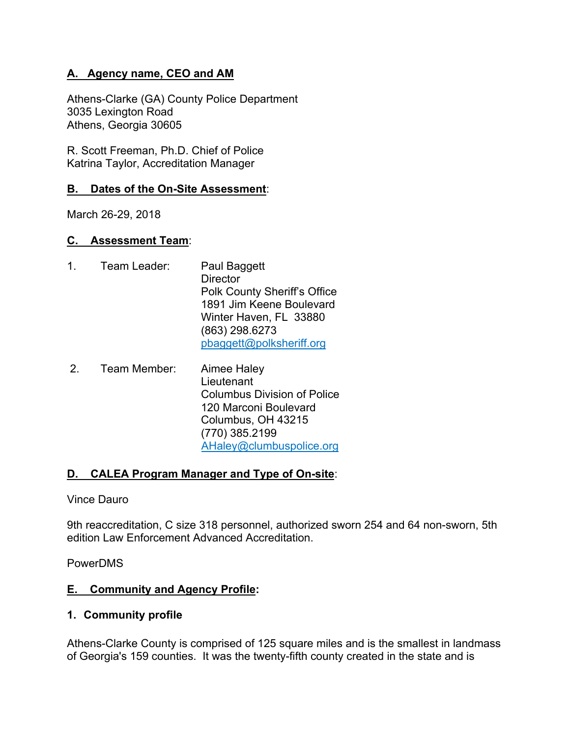## A. Agency name, CEO and AM

Athens-Clarke (GA) County Police Department
3035 Lexington Road
Athens, Georgia 30605

R. Scott Freeman, Ph.D. Chief of Police
Katrina Taylor, Accreditation Manager

## B. Dates of the On-Site Assessment:

March 26-29, 2018

## C. Assessment Team:

1. Team Leader: Paul Baggett
   Director
   Polk County Sheriff's Office
   1891 Jim Keene Boulevard
   Winter Haven, FL 33880
   (863) 298.6273
   pbaggett@polksheriff.org

2. Team Member: Aimee Haley
   Lieutenant
   Columbus Division of Police
   120 Marconi Boulevard
   Columbus, OH 43215
   (770) 385.2199
   AHaley@clumbuspolice.org

## D. CALEA Program Manager and Type of On-site:

Vince Dauro

9th reaccreditation, C size 318 personnel, authorized sworn 254 and 64 non-sworn, 5th edition Law Enforcement Advanced Accreditation.

PowerDMS

## E. Community and Agency Profile:

### 1. Community profile

Athens-Clarke County is comprised of 125 square miles and is the smallest in landmass of Georgia's 159 counties. It was the twenty-fifth county created in the state and is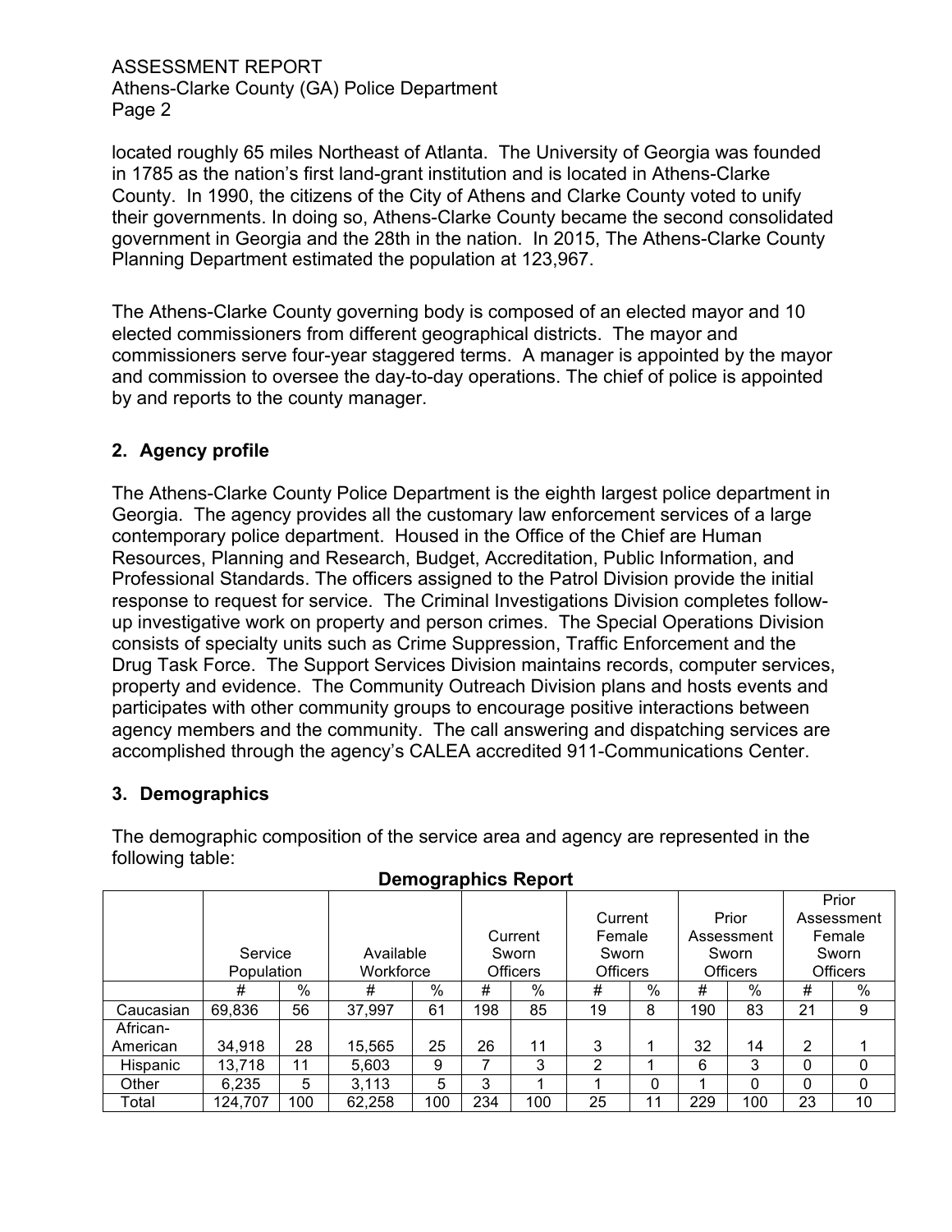located roughly 65 miles Northeast of Atlanta. The University of Georgia was founded in 1785 as the nation's first land-grant institution and is located in Athens-Clarke County. In 1990, the citizens of the City of Athens and Clarke County voted to unify their governments. In doing so, Athens-Clarke County became the second consolidated government in Georgia and the 28th in the nation. In 2015, The Athens-Clarke County Planning Department estimated the population at 123,967.

The Athens-Clarke County governing body is composed of an elected mayor and 10 elected commissioners from different geographical districts. The mayor and commissioners serve four-year staggered terms. A manager is appointed by the mayor and commission to oversee the day-to-day operations. The chief of police is appointed by and reports to the county manager.

## 2. Agency profile

The Athens-Clarke County Police Department is the eighth largest police department in Georgia. The agency provides all the customary law enforcement services of a large contemporary police department. Housed in the Office of the Chief are Human Resources, Planning and Research, Budget, Accreditation, Public Information, and Professional Standards. The officers assigned to the Patrol Division provide the initial response to request for service. The Criminal Investigations Division completes follow-up investigative work on property and person crimes. The Special Operations Division consists of specialty units such as Crime Suppression, Traffic Enforcement and the Drug Task Force. The Support Services Division maintains records, computer services, property and evidence. The Community Outreach Division plans and hosts events and participates with other community groups to encourage positive interactions between agency members and the community. The call answering and dispatching services are accomplished through the agency's CALEA accredited 911-Communications Center.

## 3. Demographics

The demographic composition of the service area and agency are represented in the following table:

**Demographics Report**

| | Service Population | | Available Workforce | | Current Sworn Officers | | Current Female Sworn Officers | | Prior Assessment Sworn Officers | | Prior Assessment Female Sworn Officers | |
|---|---|---|---|---|---|---|---|---|---|---|---|---|
| | # | % | # | % | # | % | # | % | # | % | # | % |
| Caucasian | 69,836 | 56 | 37,997 | 61 | 198 | 85 | 19 | 8 | 190 | 83 | 21 | 9 |
| African-American | 34,918 | 28 | 15,565 | 25 | 26 | 11 | 3 | 1 | 32 | 14 | 2 | 1 |
| Hispanic | 13,718 | 11 | 5,603 | 9 | 7 | 3 | 2 | 1 | 6 | 3 | 0 | 0 |
| Other | 6,235 | 5 | 3,113 | 5 | 3 | 1 | 1 | 0 | 1 | 0 | 0 | 0 |
| Total | 124,707 | 100 | 62,258 | 100 | 234 | 100 | 25 | 11 | 229 | 100 | 23 | 10 |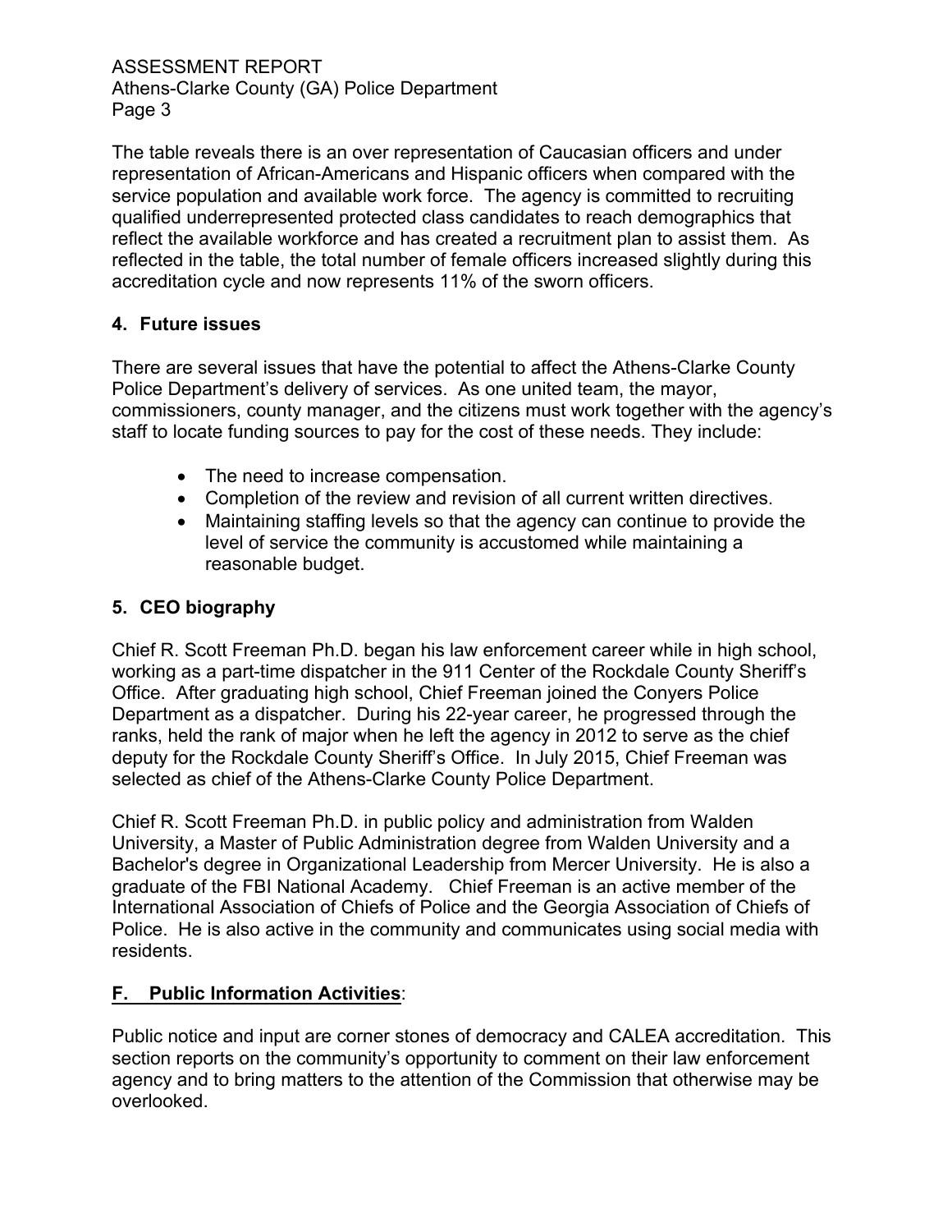The table reveals there is an over representation of Caucasian officers and under representation of African-Americans and Hispanic officers when compared with the service population and available work force. The agency is committed to recruiting qualified underrepresented protected class candidates to reach demographics that reflect the available workforce and has created a recruitment plan to assist them. As reflected in the table, the total number of female officers increased slightly during this accreditation cycle and now represents 11% of the sworn officers.

### 4. Future issues

There are several issues that have the potential to affect the Athens-Clarke County Police Department's delivery of services. As one united team, the mayor, commissioners, county manager, and the citizens must work together with the agency's staff to locate funding sources to pay for the cost of these needs. They include:

- The need to increase compensation.
- Completion of the review and revision of all current written directives.
- Maintaining staffing levels so that the agency can continue to provide the level of service the community is accustomed while maintaining a reasonable budget.

### 5. CEO biography

Chief R. Scott Freeman Ph.D. began his law enforcement career while in high school, working as a part-time dispatcher in the 911 Center of the Rockdale County Sheriff's Office. After graduating high school, Chief Freeman joined the Conyers Police Department as a dispatcher. During his 22-year career, he progressed through the ranks, held the rank of major when he left the agency in 2012 to serve as the chief deputy for the Rockdale County Sheriff's Office. In July 2015, Chief Freeman was selected as chief of the Athens-Clarke County Police Department.

Chief R. Scott Freeman Ph.D. in public policy and administration from Walden University, a Master of Public Administration degree from Walden University and a Bachelor's degree in Organizational Leadership from Mercer University. He is also a graduate of the FBI National Academy. Chief Freeman is an active member of the International Association of Chiefs of Police and the Georgia Association of Chiefs of Police. He is also active in the community and communicates using social media with residents.

## F. Public Information Activities:

Public notice and input are corner stones of democracy and CALEA accreditation. This section reports on the community's opportunity to comment on their law enforcement agency and to bring matters to the attention of the Commission that otherwise may be overlooked.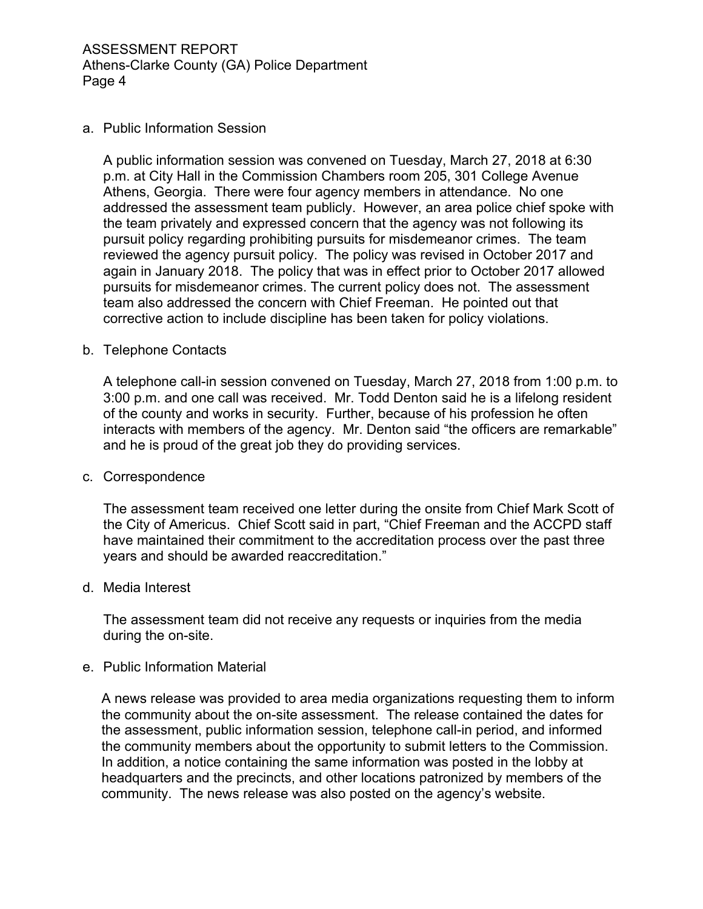a. Public Information Session

A public information session was convened on Tuesday, March 27, 2018 at 6:30 p.m. at City Hall in the Commission Chambers room 205, 301 College Avenue Athens, Georgia. There were four agency members in attendance. No one addressed the assessment team publicly. However, an area police chief spoke with the team privately and expressed concern that the agency was not following its pursuit policy regarding prohibiting pursuits for misdemeanor crimes. The team reviewed the agency pursuit policy. The policy was revised in October 2017 and again in January 2018. The policy that was in effect prior to October 2017 allowed pursuits for misdemeanor crimes. The current policy does not. The assessment team also addressed the concern with Chief Freeman. He pointed out that corrective action to include discipline has been taken for policy violations.

b. Telephone Contacts

A telephone call-in session convened on Tuesday, March 27, 2018 from 1:00 p.m. to 3:00 p.m. and one call was received. Mr. Todd Denton said he is a lifelong resident of the county and works in security. Further, because of his profession he often interacts with members of the agency. Mr. Denton said "the officers are remarkable" and he is proud of the great job they do providing services.

c. Correspondence

The assessment team received one letter during the onsite from Chief Mark Scott of the City of Americus. Chief Scott said in part, "Chief Freeman and the ACCPD staff have maintained their commitment to the accreditation process over the past three years and should be awarded reaccreditation."

d. Media Interest

The assessment team did not receive any requests or inquiries from the media during the on-site.

e. Public Information Material

A news release was provided to area media organizations requesting them to inform the community about the on-site assessment. The release contained the dates for the assessment, public information session, telephone call-in period, and informed the community members about the opportunity to submit letters to the Commission. In addition, a notice containing the same information was posted in the lobby at headquarters and the precincts, and other locations patronized by members of the community. The news release was also posted on the agency's website.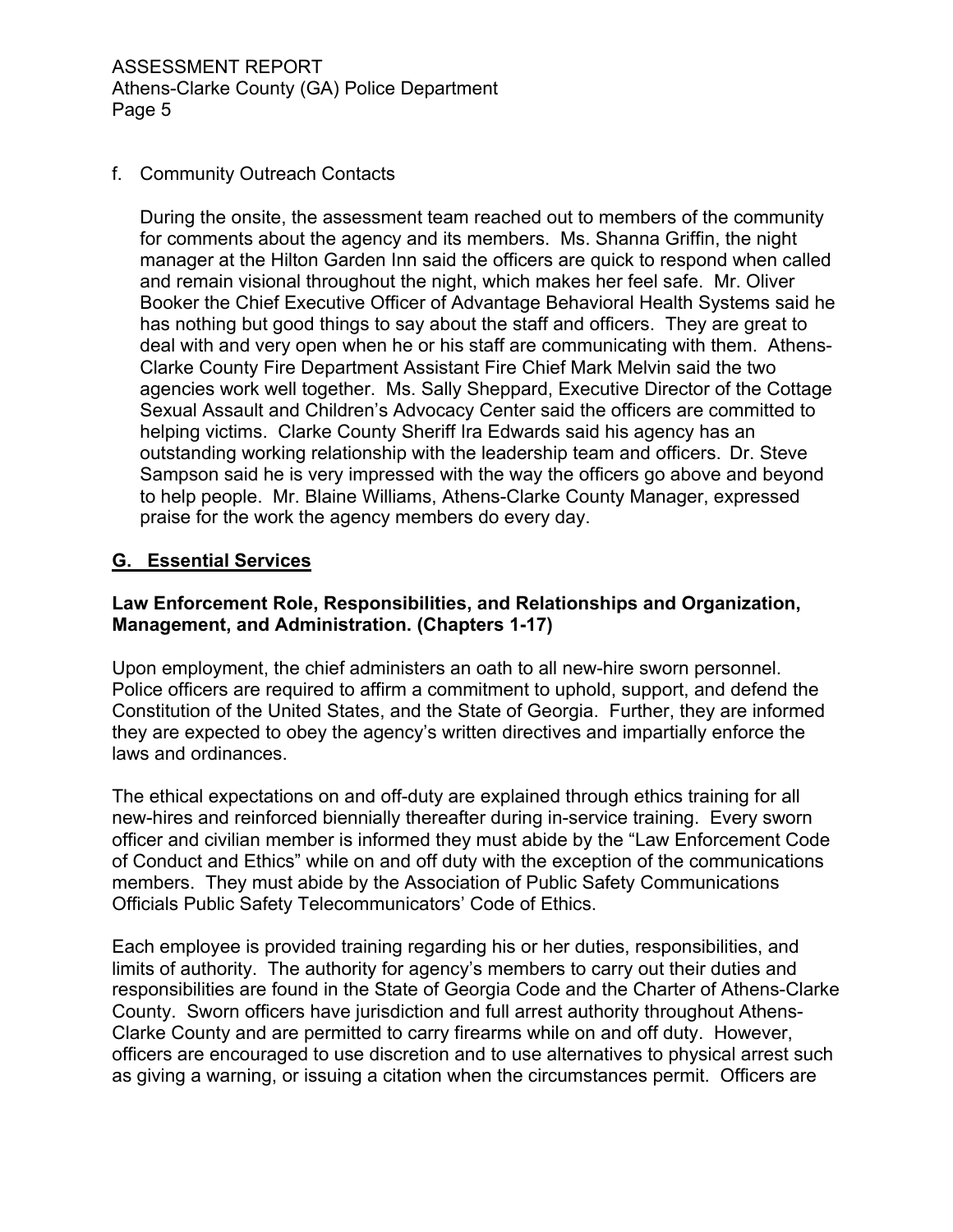f. Community Outreach Contacts

During the onsite, the assessment team reached out to members of the community for comments about the agency and its members. Ms. Shanna Griffin, the night manager at the Hilton Garden Inn said the officers are quick to respond when called and remain visional throughout the night, which makes her feel safe. Mr. Oliver Booker the Chief Executive Officer of Advantage Behavioral Health Systems said he has nothing but good things to say about the staff and officers. They are great to deal with and very open when he or his staff are communicating with them. Athens-Clarke County Fire Department Assistant Fire Chief Mark Melvin said the two agencies work well together. Ms. Sally Sheppard, Executive Director of the Cottage Sexual Assault and Children's Advocacy Center said the officers are committed to helping victims. Clarke County Sheriff Ira Edwards said his agency has an outstanding working relationship with the leadership team and officers. Dr. Steve Sampson said he is very impressed with the way the officers go above and beyond to help people. Mr. Blaine Williams, Athens-Clarke County Manager, expressed praise for the work the agency members do every day.

## G. Essential Services

**Law Enforcement Role, Responsibilities, and Relationships and Organization, Management, and Administration. (Chapters 1-17)**

Upon employment, the chief administers an oath to all new-hire sworn personnel. Police officers are required to affirm a commitment to uphold, support, and defend the Constitution of the United States, and the State of Georgia. Further, they are informed they are expected to obey the agency's written directives and impartially enforce the laws and ordinances.

The ethical expectations on and off-duty are explained through ethics training for all new-hires and reinforced biennially thereafter during in-service training. Every sworn officer and civilian member is informed they must abide by the "Law Enforcement Code of Conduct and Ethics" while on and off duty with the exception of the communications members. They must abide by the Association of Public Safety Communications Officials Public Safety Telecommunicators' Code of Ethics.

Each employee is provided training regarding his or her duties, responsibilities, and limits of authority. The authority for agency's members to carry out their duties and responsibilities are found in the State of Georgia Code and the Charter of Athens-Clarke County. Sworn officers have jurisdiction and full arrest authority throughout Athens-Clarke County and are permitted to carry firearms while on and off duty. However, officers are encouraged to use discretion and to use alternatives to physical arrest such as giving a warning, or issuing a citation when the circumstances permit. Officers are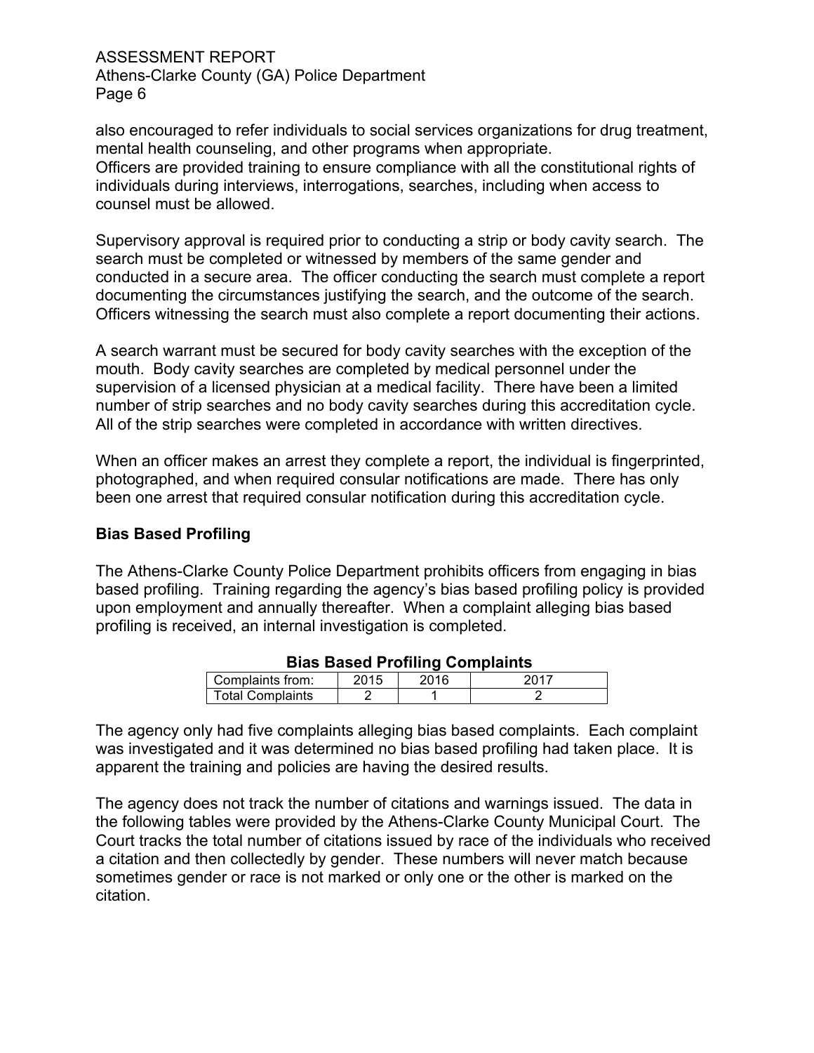also encouraged to refer individuals to social services organizations for drug treatment, mental health counseling, and other programs when appropriate.
Officers are provided training to ensure compliance with all the constitutional rights of individuals during interviews, interrogations, searches, including when access to counsel must be allowed.

Supervisory approval is required prior to conducting a strip or body cavity search. The search must be completed or witnessed by members of the same gender and conducted in a secure area. The officer conducting the search must complete a report documenting the circumstances justifying the search, and the outcome of the search. Officers witnessing the search must also complete a report documenting their actions.

A search warrant must be secured for body cavity searches with the exception of the mouth. Body cavity searches are completed by medical personnel under the supervision of a licensed physician at a medical facility. There have been a limited number of strip searches and no body cavity searches during this accreditation cycle. All of the strip searches were completed in accordance with written directives.

When an officer makes an arrest they complete a report, the individual is fingerprinted, photographed, and when required consular notifications are made. There has only been one arrest that required consular notification during this accreditation cycle.

**Bias Based Profiling**

The Athens-Clarke County Police Department prohibits officers from engaging in bias based profiling. Training regarding the agency's bias based profiling policy is provided upon employment and annually thereafter. When a complaint alleging bias based profiling is received, an internal investigation is completed.

**Bias Based Profiling Complaints**

| Complaints from: | 2015 | 2016 | 2017 |
|---|---|---|---|
| Total Complaints | 2 | 1 | 2 |

The agency only had five complaints alleging bias based complaints. Each complaint was investigated and it was determined no bias based profiling had taken place. It is apparent the training and policies are having the desired results.

The agency does not track the number of citations and warnings issued. The data in the following tables were provided by the Athens-Clarke County Municipal Court. The Court tracks the total number of citations issued by race of the individuals who received a citation and then collectedly by gender. These numbers will never match because sometimes gender or race is not marked or only one or the other is marked on the citation.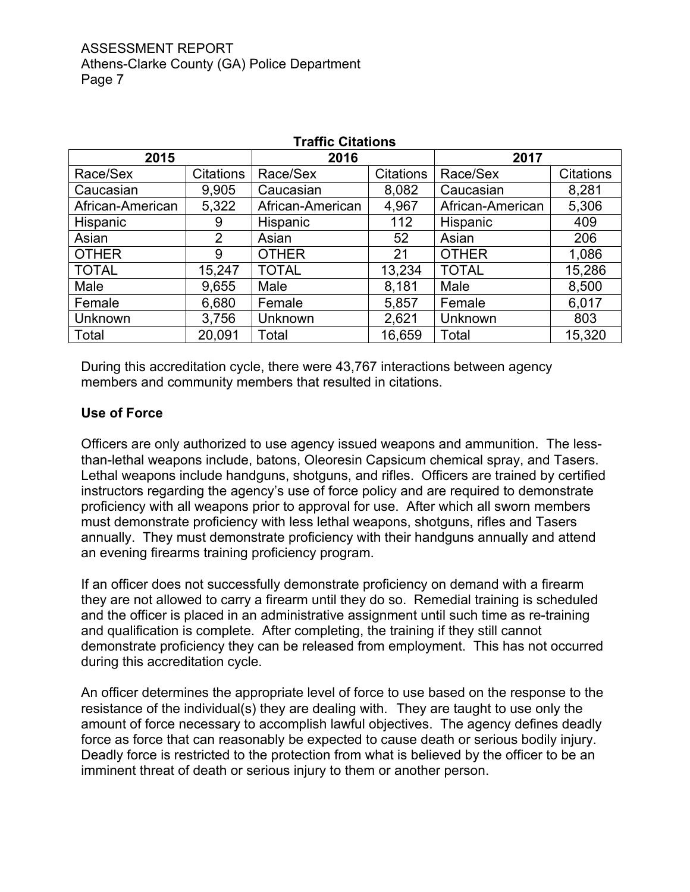**Traffic Citations**

| 2015 | | 2016 | | 2017 | |
|---|---|---|---|---|---|
| Race/Sex | Citations | Race/Sex | Citations | Race/Sex | Citations |
| Caucasian | 9,905 | Caucasian | 8,082 | Caucasian | 8,281 |
| African-American | 5,322 | African-American | 4,967 | African-American | 5,306 |
| Hispanic | 9 | Hispanic | 112 | Hispanic | 409 |
| Asian | 2 | Asian | 52 | Asian | 206 |
| OTHER | 9 | OTHER | 21 | OTHER | 1,086 |
| TOTAL | 15,247 | TOTAL | 13,234 | TOTAL | 15,286 |
| Male | 9,655 | Male | 8,181 | Male | 8,500 |
| Female | 6,680 | Female | 5,857 | Female | 6,017 |
| Unknown | 3,756 | Unknown | 2,621 | Unknown | 803 |
| Total | 20,091 | Total | 16,659 | Total | 15,320 |

During this accreditation cycle, there were 43,767 interactions between agency members and community members that resulted in citations.

**Use of Force**

Officers are only authorized to use agency issued weapons and ammunition. The less-than-lethal weapons include, batons, Oleoresin Capsicum chemical spray, and Tasers. Lethal weapons include handguns, shotguns, and rifles. Officers are trained by certified instructors regarding the agency's use of force policy and are required to demonstrate proficiency with all weapons prior to approval for use. After which all sworn members must demonstrate proficiency with less lethal weapons, shotguns, rifles and Tasers annually. They must demonstrate proficiency with their handguns annually and attend an evening firearms training proficiency program.

If an officer does not successfully demonstrate proficiency on demand with a firearm they are not allowed to carry a firearm until they do so. Remedial training is scheduled and the officer is placed in an administrative assignment until such time as re-training and qualification is complete. After completing, the training if they still cannot demonstrate proficiency they can be released from employment. This has not occurred during this accreditation cycle.

An officer determines the appropriate level of force to use based on the response to the resistance of the individual(s) they are dealing with. They are taught to use only the amount of force necessary to accomplish lawful objectives. The agency defines deadly force as force that can reasonably be expected to cause death or serious bodily injury. Deadly force is restricted to the protection from what is believed by the officer to be an imminent threat of death or serious injury to them or another person.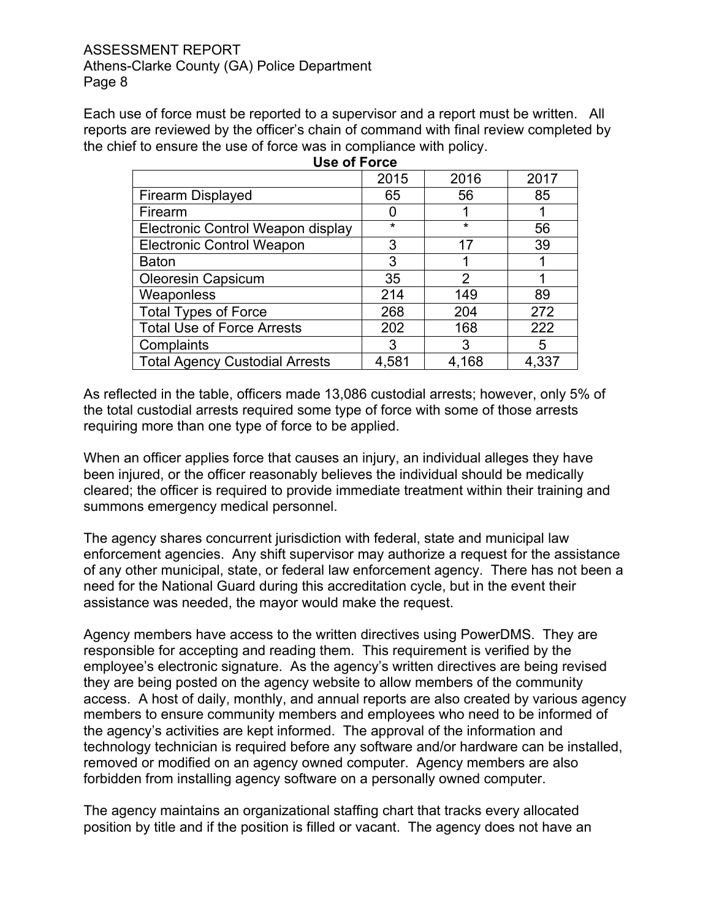Each use of force must be reported to a supervisor and a report must be written. All reports are reviewed by the officer's chain of command with final review completed by the chief to ensure the use of force was in compliance with policy.

**Use of Force**

| | 2015 | 2016 | 2017 |
|---|---|---|---|
| Firearm Displayed | 65 | 56 | 85 |
| Firearm | 0 | 1 | 1 |
| Electronic Control Weapon display | * | * | 56 |
| Electronic Control Weapon | 3 | 17 | 39 |
| Baton | 3 | 1 | 1 |
| Oleoresin Capsicum | 35 | 2 | 1 |
| Weaponless | 214 | 149 | 89 |
| Total Types of Force | 268 | 204 | 272 |
| Total Use of Force Arrests | 202 | 168 | 222 |
| Complaints | 3 | 3 | 5 |
| Total Agency Custodial Arrests | 4,581 | 4,168 | 4,337 |

As reflected in the table, officers made 13,086 custodial arrests; however, only 5% of the total custodial arrests required some type of force with some of those arrests requiring more than one type of force to be applied.

When an officer applies force that causes an injury, an individual alleges they have been injured, or the officer reasonably believes the individual should be medically cleared; the officer is required to provide immediate treatment within their training and summons emergency medical personnel.

The agency shares concurrent jurisdiction with federal, state and municipal law enforcement agencies. Any shift supervisor may authorize a request for the assistance of any other municipal, state, or federal law enforcement agency. There has not been a need for the National Guard during this accreditation cycle, but in the event their assistance was needed, the mayor would make the request.

Agency members have access to the written directives using PowerDMS. They are responsible for accepting and reading them. This requirement is verified by the employee's electronic signature. As the agency's written directives are being revised they are being posted on the agency website to allow members of the community access. A host of daily, monthly, and annual reports are also created by various agency members to ensure community members and employees who need to be informed of the agency's activities are kept informed. The approval of the information and technology technician is required before any software and/or hardware can be installed, removed or modified on an agency owned computer. Agency members are also forbidden from installing agency software on a personally owned computer.

The agency maintains an organizational staffing chart that tracks every allocated position by title and if the position is filled or vacant. The agency does not have an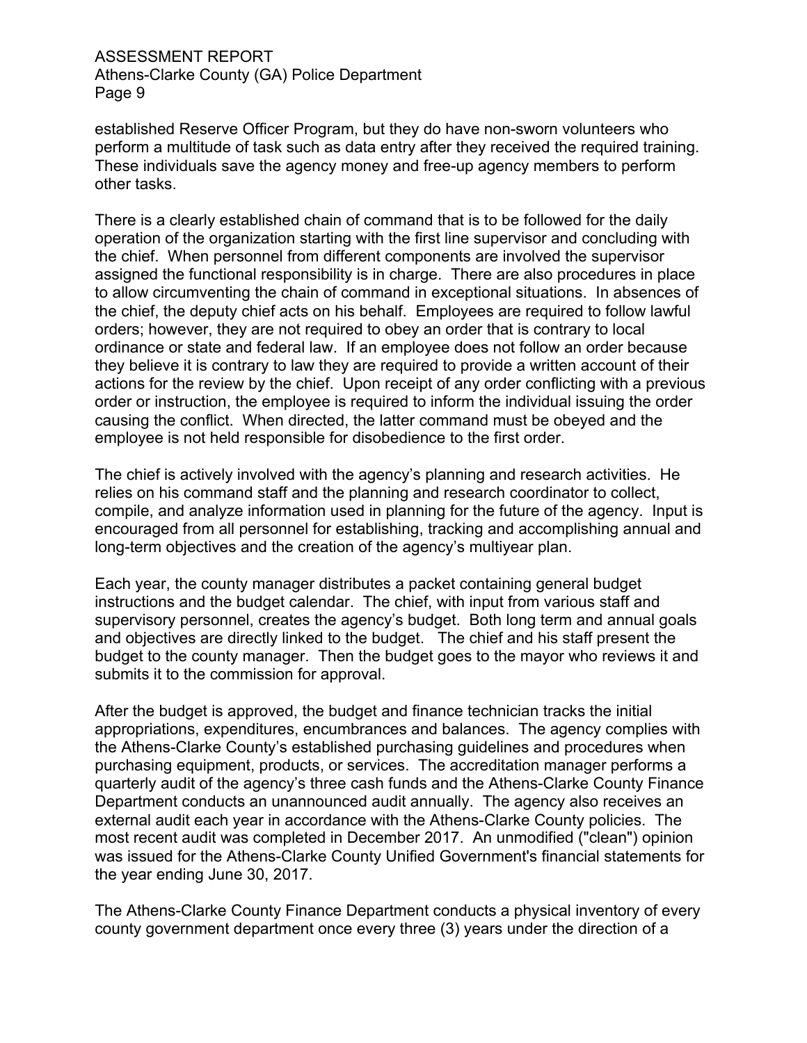established Reserve Officer Program, but they do have non-sworn volunteers who perform a multitude of task such as data entry after they received the required training. These individuals save the agency money and free-up agency members to perform other tasks.

There is a clearly established chain of command that is to be followed for the daily operation of the organization starting with the first line supervisor and concluding with the chief. When personnel from different components are involved the supervisor assigned the functional responsibility is in charge. There are also procedures in place to allow circumventing the chain of command in exceptional situations. In absences of the chief, the deputy chief acts on his behalf. Employees are required to follow lawful orders; however, they are not required to obey an order that is contrary to local ordinance or state and federal law. If an employee does not follow an order because they believe it is contrary to law they are required to provide a written account of their actions for the review by the chief. Upon receipt of any order conflicting with a previous order or instruction, the employee is required to inform the individual issuing the order causing the conflict. When directed, the latter command must be obeyed and the employee is not held responsible for disobedience to the first order.

The chief is actively involved with the agency's planning and research activities. He relies on his command staff and the planning and research coordinator to collect, compile, and analyze information used in planning for the future of the agency. Input is encouraged from all personnel for establishing, tracking and accomplishing annual and long-term objectives and the creation of the agency's multiyear plan.

Each year, the county manager distributes a packet containing general budget instructions and the budget calendar. The chief, with input from various staff and supervisory personnel, creates the agency's budget. Both long term and annual goals and objectives are directly linked to the budget. The chief and his staff present the budget to the county manager. Then the budget goes to the mayor who reviews it and submits it to the commission for approval.

After the budget is approved, the budget and finance technician tracks the initial appropriations, expenditures, encumbrances and balances. The agency complies with the Athens-Clarke County's established purchasing guidelines and procedures when purchasing equipment, products, or services. The accreditation manager performs a quarterly audit of the agency's three cash funds and the Athens-Clarke County Finance Department conducts an unannounced audit annually. The agency also receives an external audit each year in accordance with the Athens-Clarke County policies. The most recent audit was completed in December 2017. An unmodified ("clean") opinion was issued for the Athens-Clarke County Unified Government's financial statements for the year ending June 30, 2017.

The Athens-Clarke County Finance Department conducts a physical inventory of every county government department once every three (3) years under the direction of a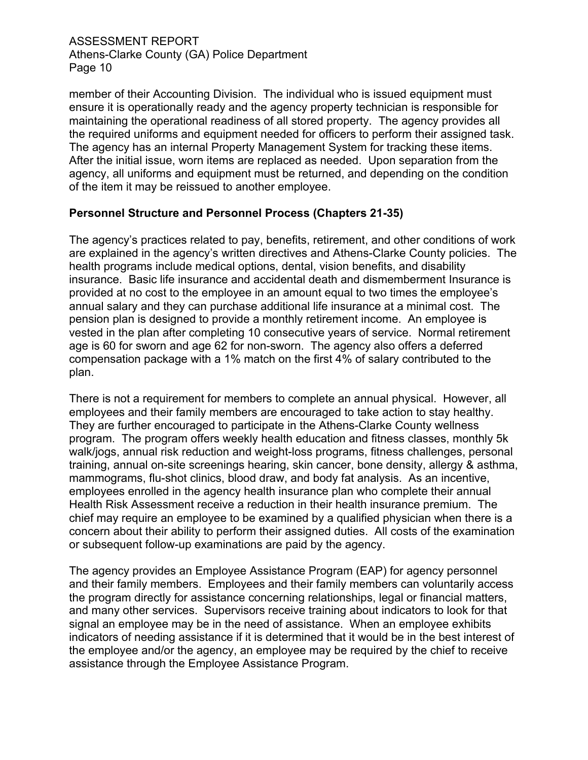member of their Accounting Division. The individual who is issued equipment must ensure it is operationally ready and the agency property technician is responsible for maintaining the operational readiness of all stored property. The agency provides all the required uniforms and equipment needed for officers to perform their assigned task. The agency has an internal Property Management System for tracking these items. After the initial issue, worn items are replaced as needed. Upon separation from the agency, all uniforms and equipment must be returned, and depending on the condition of the item it may be reissued to another employee.

**Personnel Structure and Personnel Process (Chapters 21-35)**

The agency's practices related to pay, benefits, retirement, and other conditions of work are explained in the agency's written directives and Athens-Clarke County policies. The health programs include medical options, dental, vision benefits, and disability insurance. Basic life insurance and accidental death and dismemberment Insurance is provided at no cost to the employee in an amount equal to two times the employee's annual salary and they can purchase additional life insurance at a minimal cost. The pension plan is designed to provide a monthly retirement income. An employee is vested in the plan after completing 10 consecutive years of service. Normal retirement age is 60 for sworn and age 62 for non-sworn. The agency also offers a deferred compensation package with a 1% match on the first 4% of salary contributed to the plan.

There is not a requirement for members to complete an annual physical. However, all employees and their family members are encouraged to take action to stay healthy. They are further encouraged to participate in the Athens-Clarke County wellness program. The program offers weekly health education and fitness classes, monthly 5k walk/jogs, annual risk reduction and weight-loss programs, fitness challenges, personal training, annual on-site screenings hearing, skin cancer, bone density, allergy & asthma, mammograms, flu-shot clinics, blood draw, and body fat analysis. As an incentive, employees enrolled in the agency health insurance plan who complete their annual Health Risk Assessment receive a reduction in their health insurance premium. The chief may require an employee to be examined by a qualified physician when there is a concern about their ability to perform their assigned duties. All costs of the examination or subsequent follow-up examinations are paid by the agency.

The agency provides an Employee Assistance Program (EAP) for agency personnel and their family members. Employees and their family members can voluntarily access the program directly for assistance concerning relationships, legal or financial matters, and many other services. Supervisors receive training about indicators to look for that signal an employee may be in the need of assistance. When an employee exhibits indicators of needing assistance if it is determined that it would be in the best interest of the employee and/or the agency, an employee may be required by the chief to receive assistance through the Employee Assistance Program.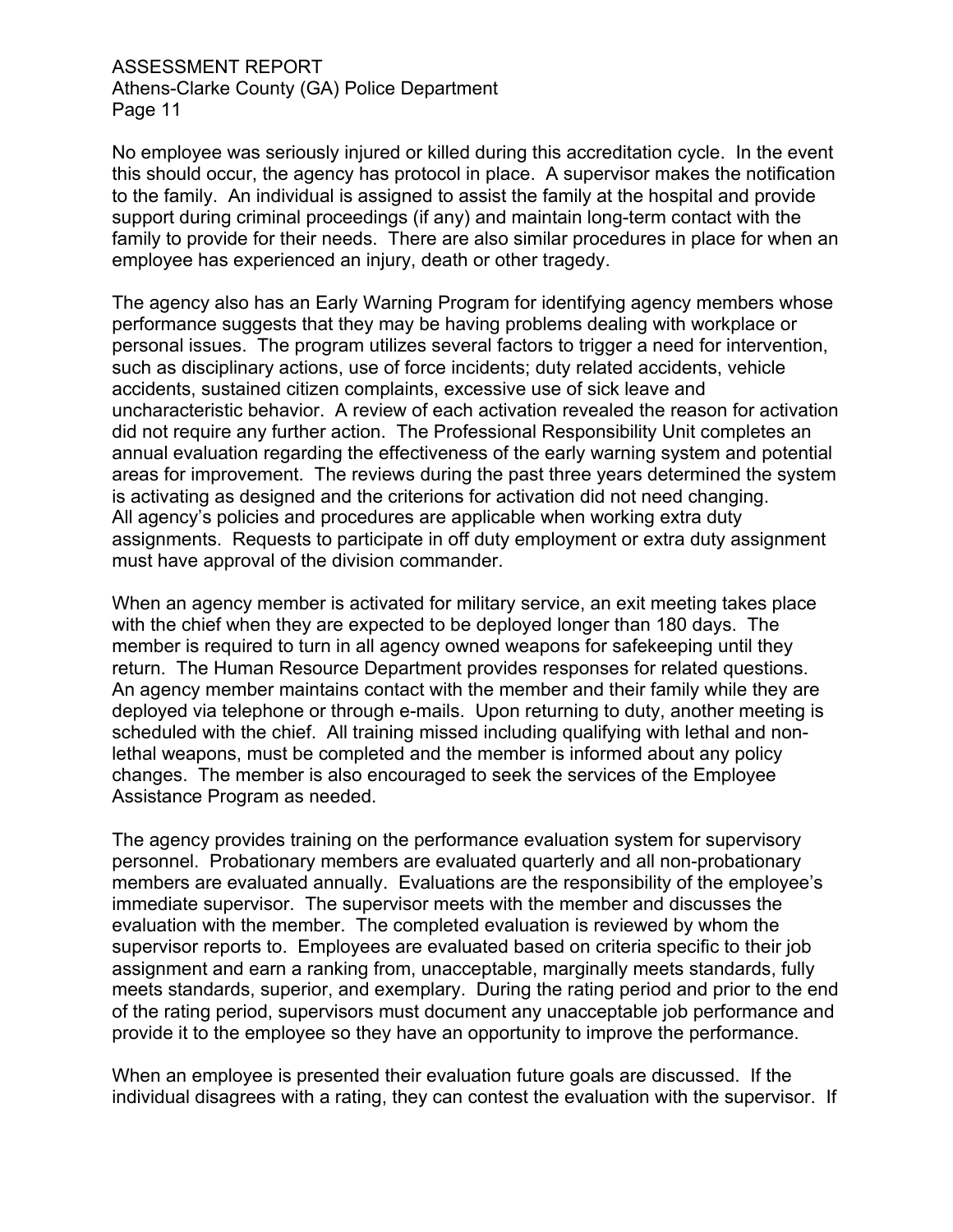No employee was seriously injured or killed during this accreditation cycle. In the event this should occur, the agency has protocol in place. A supervisor makes the notification to the family. An individual is assigned to assist the family at the hospital and provide support during criminal proceedings (if any) and maintain long-term contact with the family to provide for their needs. There are also similar procedures in place for when an employee has experienced an injury, death or other tragedy.

The agency also has an Early Warning Program for identifying agency members whose performance suggests that they may be having problems dealing with workplace or personal issues. The program utilizes several factors to trigger a need for intervention, such as disciplinary actions, use of force incidents; duty related accidents, vehicle accidents, sustained citizen complaints, excessive use of sick leave and uncharacteristic behavior. A review of each activation revealed the reason for activation did not require any further action. The Professional Responsibility Unit completes an annual evaluation regarding the effectiveness of the early warning system and potential areas for improvement. The reviews during the past three years determined the system is activating as designed and the criterions for activation did not need changing. All agency's policies and procedures are applicable when working extra duty assignments. Requests to participate in off duty employment or extra duty assignment must have approval of the division commander.

When an agency member is activated for military service, an exit meeting takes place with the chief when they are expected to be deployed longer than 180 days. The member is required to turn in all agency owned weapons for safekeeping until they return. The Human Resource Department provides responses for related questions. An agency member maintains contact with the member and their family while they are deployed via telephone or through e-mails. Upon returning to duty, another meeting is scheduled with the chief. All training missed including qualifying with lethal and non-lethal weapons, must be completed and the member is informed about any policy changes. The member is also encouraged to seek the services of the Employee Assistance Program as needed.

The agency provides training on the performance evaluation system for supervisory personnel. Probationary members are evaluated quarterly and all non-probationary members are evaluated annually. Evaluations are the responsibility of the employee's immediate supervisor. The supervisor meets with the member and discusses the evaluation with the member. The completed evaluation is reviewed by whom the supervisor reports to. Employees are evaluated based on criteria specific to their job assignment and earn a ranking from, unacceptable, marginally meets standards, fully meets standards, superior, and exemplary. During the rating period and prior to the end of the rating period, supervisors must document any unacceptable job performance and provide it to the employee so they have an opportunity to improve the performance.

When an employee is presented their evaluation future goals are discussed. If the individual disagrees with a rating, they can contest the evaluation with the supervisor. If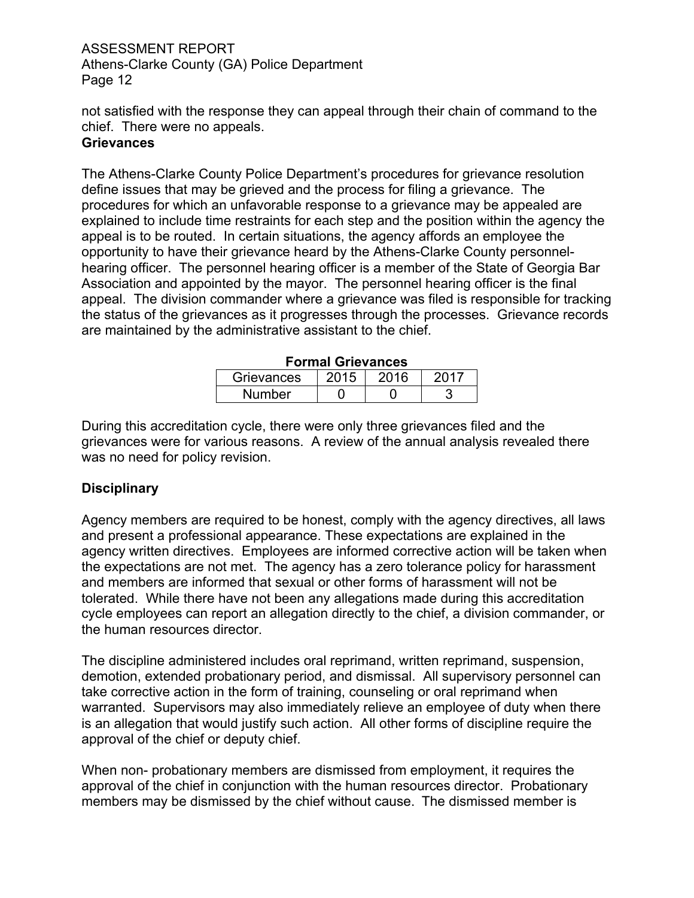not satisfied with the response they can appeal through their chain of command to the chief. There were no appeals.

**Grievances**

The Athens-Clarke County Police Department's procedures for grievance resolution define issues that may be grieved and the process for filing a grievance. The procedures for which an unfavorable response to a grievance may be appealed are explained to include time restraints for each step and the position within the agency the appeal is to be routed. In certain situations, the agency affords an employee the opportunity to have their grievance heard by the Athens-Clarke County personnel-hearing officer. The personnel hearing officer is a member of the State of Georgia Bar Association and appointed by the mayor. The personnel hearing officer is the final appeal. The division commander where a grievance was filed is responsible for tracking the status of the grievances as it progresses through the processes. Grievance records are maintained by the administrative assistant to the chief.

**Formal Grievances**

| Grievances | 2015 | 2016 | 2017 |
|---|---|---|---|
| Number | 0 | 0 | 3 |

During this accreditation cycle, there were only three grievances filed and the grievances were for various reasons. A review of the annual analysis revealed there was no need for policy revision.

**Disciplinary**

Agency members are required to be honest, comply with the agency directives, all laws and present a professional appearance. These expectations are explained in the agency written directives. Employees are informed corrective action will be taken when the expectations are not met. The agency has a zero tolerance policy for harassment and members are informed that sexual or other forms of harassment will not be tolerated. While there have not been any allegations made during this accreditation cycle employees can report an allegation directly to the chief, a division commander, or the human resources director.

The discipline administered includes oral reprimand, written reprimand, suspension, demotion, extended probationary period, and dismissal. All supervisory personnel can take corrective action in the form of training, counseling or oral reprimand when warranted. Supervisors may also immediately relieve an employee of duty when there is an allegation that would justify such action. All other forms of discipline require the approval of the chief or deputy chief.

When non- probationary members are dismissed from employment, it requires the approval of the chief in conjunction with the human resources director. Probationary members may be dismissed by the chief without cause. The dismissed member is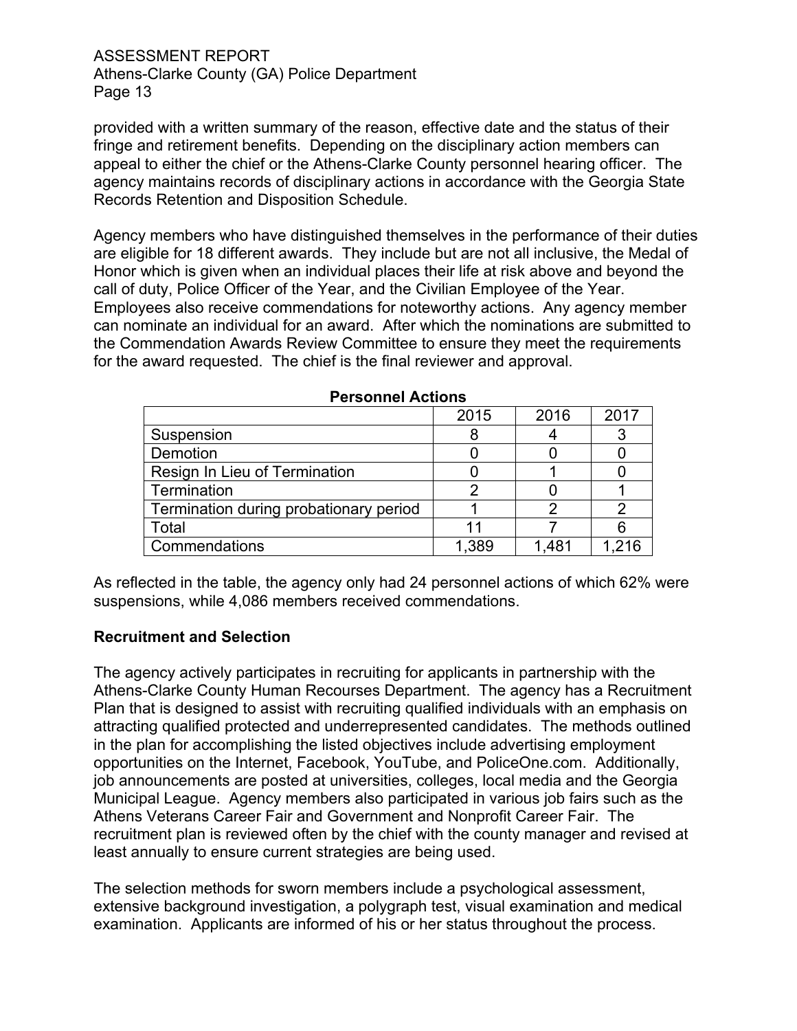provided with a written summary of the reason, effective date and the status of their fringe and retirement benefits. Depending on the disciplinary action members can appeal to either the chief or the Athens-Clarke County personnel hearing officer. The agency maintains records of disciplinary actions in accordance with the Georgia State Records Retention and Disposition Schedule.

Agency members who have distinguished themselves in the performance of their duties are eligible for 18 different awards. They include but are not all inclusive, the Medal of Honor which is given when an individual places their life at risk above and beyond the call of duty, Police Officer of the Year, and the Civilian Employee of the Year. Employees also receive commendations for noteworthy actions. Any agency member can nominate an individual for an award. After which the nominations are submitted to the Commendation Awards Review Committee to ensure they meet the requirements for the award requested. The chief is the final reviewer and approval.

**Personnel Actions**

| | 2015 | 2016 | 2017 |
|---|---|---|---|
| Suspension | 8 | 4 | 3 |
| Demotion | 0 | 0 | 0 |
| Resign In Lieu of Termination | 0 | 1 | 0 |
| Termination | 2 | 0 | 1 |
| Termination during probationary period | 1 | 2 | 2 |
| Total | 11 | 7 | 6 |
| Commendations | 1,389 | 1,481 | 1,216 |

As reflected in the table, the agency only had 24 personnel actions of which 62% were suspensions, while 4,086 members received commendations.

**Recruitment and Selection**

The agency actively participates in recruiting for applicants in partnership with the Athens-Clarke County Human Recourses Department. The agency has a Recruitment Plan that is designed to assist with recruiting qualified individuals with an emphasis on attracting qualified protected and underrepresented candidates. The methods outlined in the plan for accomplishing the listed objectives include advertising employment opportunities on the Internet, Facebook, YouTube, and PoliceOne.com. Additionally, job announcements are posted at universities, colleges, local media and the Georgia Municipal League. Agency members also participated in various job fairs such as the Athens Veterans Career Fair and Government and Nonprofit Career Fair. The recruitment plan is reviewed often by the chief with the county manager and revised at least annually to ensure current strategies are being used.

The selection methods for sworn members include a psychological assessment, extensive background investigation, a polygraph test, visual examination and medical examination. Applicants are informed of his or her status throughout the process.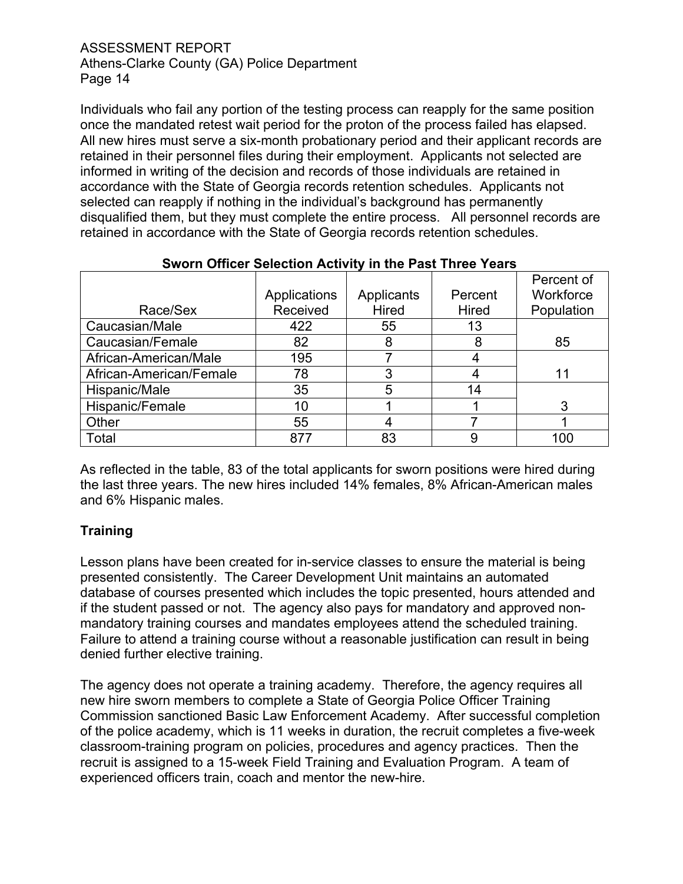Individuals who fail any portion of the testing process can reapply for the same position once the mandated retest wait period for the proton of the process failed has elapsed. All new hires must serve a six-month probationary period and their applicant records are retained in their personnel files during their employment. Applicants not selected are informed in writing of the decision and records of those individuals are retained in accordance with the State of Georgia records retention schedules. Applicants not selected can reapply if nothing in the individual's background has permanently disqualified them, but they must complete the entire process. All personnel records are retained in accordance with the State of Georgia records retention schedules.

**Sworn Officer Selection Activity in the Past Three Years**

| Race/Sex | Applications Received | Applicants Hired | Percent Hired | Percent of Workforce Population |
|---|---|---|---|---|
| Caucasian/Male | 422 | 55 | 13 | |
| Caucasian/Female | 82 | 8 | 8 | 85 |
| African-American/Male | 195 | 7 | 4 | |
| African-American/Female | 78 | 3 | 4 | 11 |
| Hispanic/Male | 35 | 5 | 14 | |
| Hispanic/Female | 10 | 1 | 1 | 3 |
| Other | 55 | 4 | 7 | 1 |
| Total | 877 | 83 | 9 | 100 |

As reflected in the table, 83 of the total applicants for sworn positions were hired during the last three years. The new hires included 14% females, 8% African-American males and 6% Hispanic males.

## Training

Lesson plans have been created for in-service classes to ensure the material is being presented consistently. The Career Development Unit maintains an automated database of courses presented which includes the topic presented, hours attended and if the student passed or not. The agency also pays for mandatory and approved non-mandatory training courses and mandates employees attend the scheduled training. Failure to attend a training course without a reasonable justification can result in being denied further elective training.

The agency does not operate a training academy. Therefore, the agency requires all new hire sworn members to complete a State of Georgia Police Officer Training Commission sanctioned Basic Law Enforcement Academy. After successful completion of the police academy, which is 11 weeks in duration, the recruit completes a five-week classroom-training program on policies, procedures and agency practices. Then the recruit is assigned to a 15-week Field Training and Evaluation Program. A team of experienced officers train, coach and mentor the new-hire.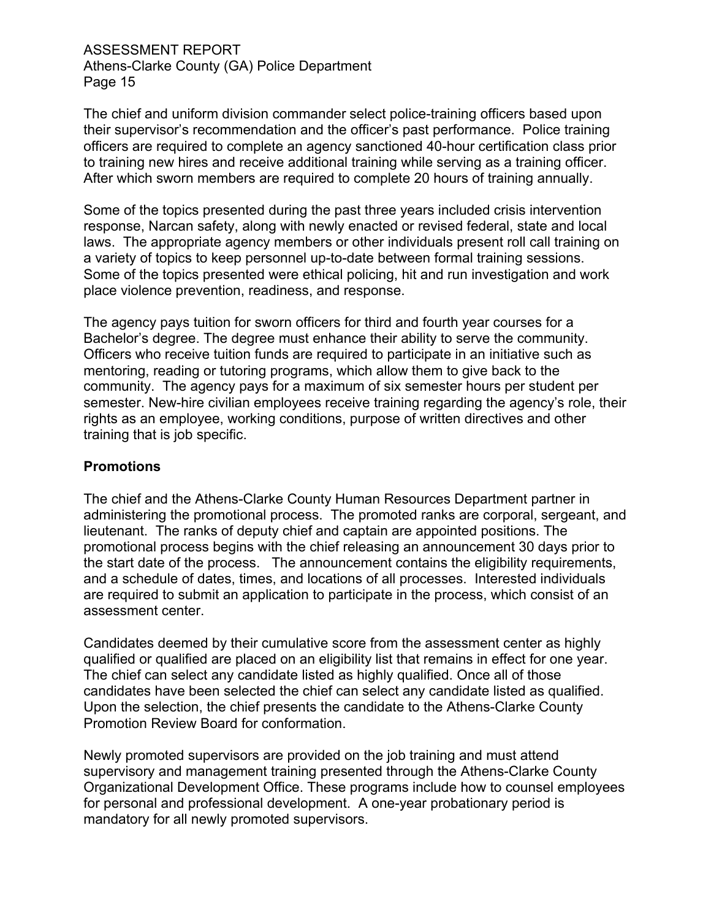The chief and uniform division commander select police-training officers based upon their supervisor's recommendation and the officer's past performance. Police training officers are required to complete an agency sanctioned 40-hour certification class prior to training new hires and receive additional training while serving as a training officer. After which sworn members are required to complete 20 hours of training annually.

Some of the topics presented during the past three years included crisis intervention response, Narcan safety, along with newly enacted or revised federal, state and local laws. The appropriate agency members or other individuals present roll call training on a variety of topics to keep personnel up-to-date between formal training sessions. Some of the topics presented were ethical policing, hit and run investigation and work place violence prevention, readiness, and response.

The agency pays tuition for sworn officers for third and fourth year courses for a Bachelor's degree. The degree must enhance their ability to serve the community. Officers who receive tuition funds are required to participate in an initiative such as mentoring, reading or tutoring programs, which allow them to give back to the community. The agency pays for a maximum of six semester hours per student per semester. New-hire civilian employees receive training regarding the agency's role, their rights as an employee, working conditions, purpose of written directives and other training that is job specific.

## Promotions

The chief and the Athens-Clarke County Human Resources Department partner in administering the promotional process. The promoted ranks are corporal, sergeant, and lieutenant. The ranks of deputy chief and captain are appointed positions. The promotional process begins with the chief releasing an announcement 30 days prior to the start date of the process. The announcement contains the eligibility requirements, and a schedule of dates, times, and locations of all processes. Interested individuals are required to submit an application to participate in the process, which consist of an assessment center.

Candidates deemed by their cumulative score from the assessment center as highly qualified or qualified are placed on an eligibility list that remains in effect for one year. The chief can select any candidate listed as highly qualified. Once all of those candidates have been selected the chief can select any candidate listed as qualified. Upon the selection, the chief presents the candidate to the Athens-Clarke County Promotion Review Board for conformation.

Newly promoted supervisors are provided on the job training and must attend supervisory and management training presented through the Athens-Clarke County Organizational Development Office. These programs include how to counsel employees for personal and professional development. A one-year probationary period is mandatory for all newly promoted supervisors.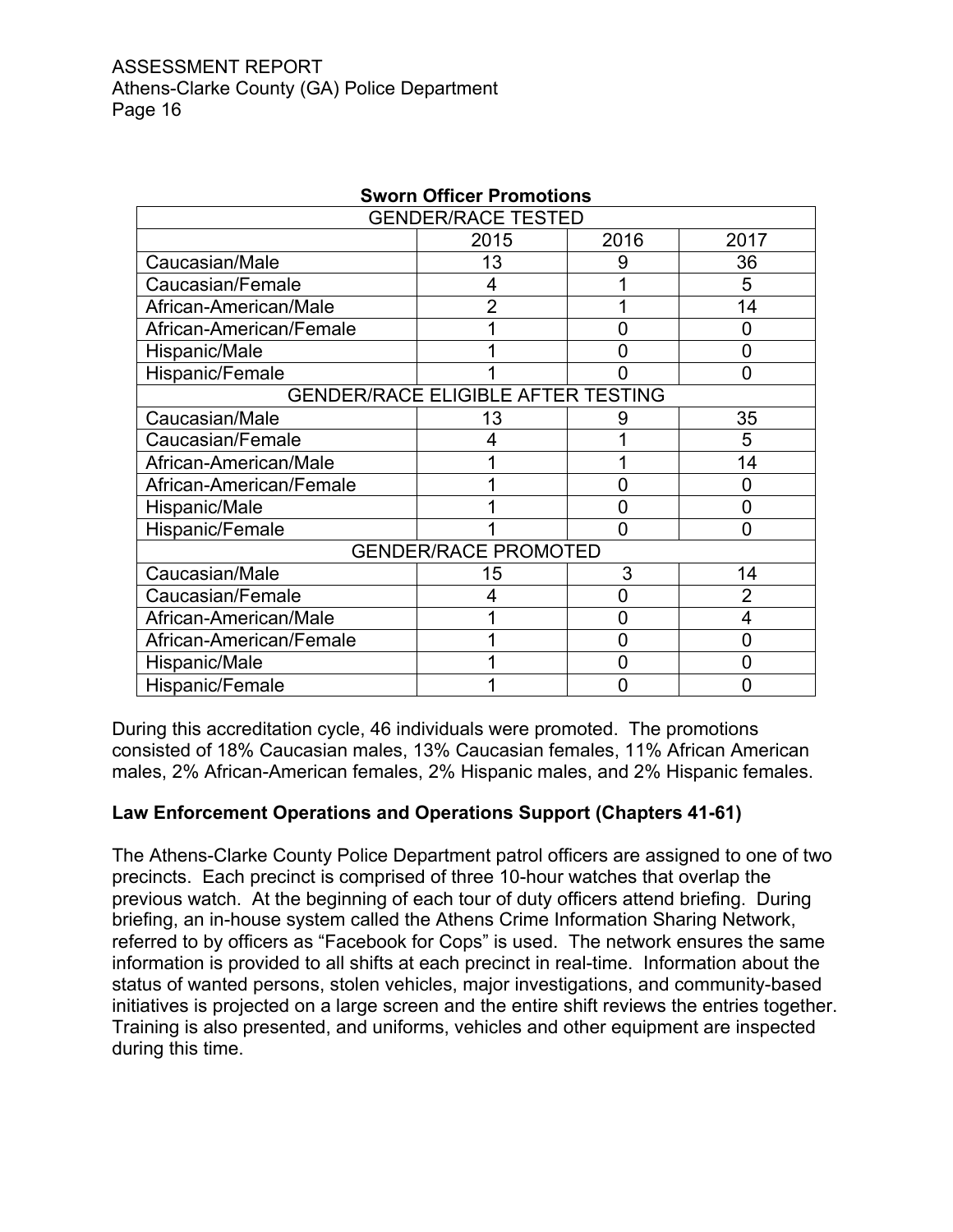**Sworn Officer Promotions**

| GENDER/RACE TESTED | | | |
|---|---|---|---|
| | 2015 | 2016 | 2017 |
| Caucasian/Male | 13 | 9 | 36 |
| Caucasian/Female | 4 | 1 | 5 |
| African-American/Male | 2 | 1 | 14 |
| African-American/Female | 1 | 0 | 0 |
| Hispanic/Male | 1 | 0 | 0 |
| Hispanic/Female | 1 | 0 | 0 |
| **GENDER/RACE ELIGIBLE AFTER TESTING** | | | |
| Caucasian/Male | 13 | 9 | 35 |
| Caucasian/Female | 4 | 1 | 5 |
| African-American/Male | 1 | 1 | 14 |
| African-American/Female | 1 | 0 | 0 |
| Hispanic/Male | 1 | 0 | 0 |
| Hispanic/Female | 1 | 0 | 0 |
| **GENDER/RACE PROMOTED** | | | |
| Caucasian/Male | 15 | 3 | 14 |
| Caucasian/Female | 4 | 0 | 2 |
| African-American/Male | 1 | 0 | 4 |
| African-American/Female | 1 | 0 | 0 |
| Hispanic/Male | 1 | 0 | 0 |
| Hispanic/Female | 1 | 0 | 0 |

During this accreditation cycle, 46 individuals were promoted. The promotions consisted of 18% Caucasian males, 13% Caucasian females, 11% African American males, 2% African-American females, 2% Hispanic males, and 2% Hispanic females.

**Law Enforcement Operations and Operations Support (Chapters 41-61)**

The Athens-Clarke County Police Department patrol officers are assigned to one of two precincts. Each precinct is comprised of three 10-hour watches that overlap the previous watch. At the beginning of each tour of duty officers attend briefing. During briefing, an in-house system called the Athens Crime Information Sharing Network, referred to by officers as "Facebook for Cops" is used. The network ensures the same information is provided to all shifts at each precinct in real-time. Information about the status of wanted persons, stolen vehicles, major investigations, and community-based initiatives is projected on a large screen and the entire shift reviews the entries together. Training is also presented, and uniforms, vehicles and other equipment are inspected during this time.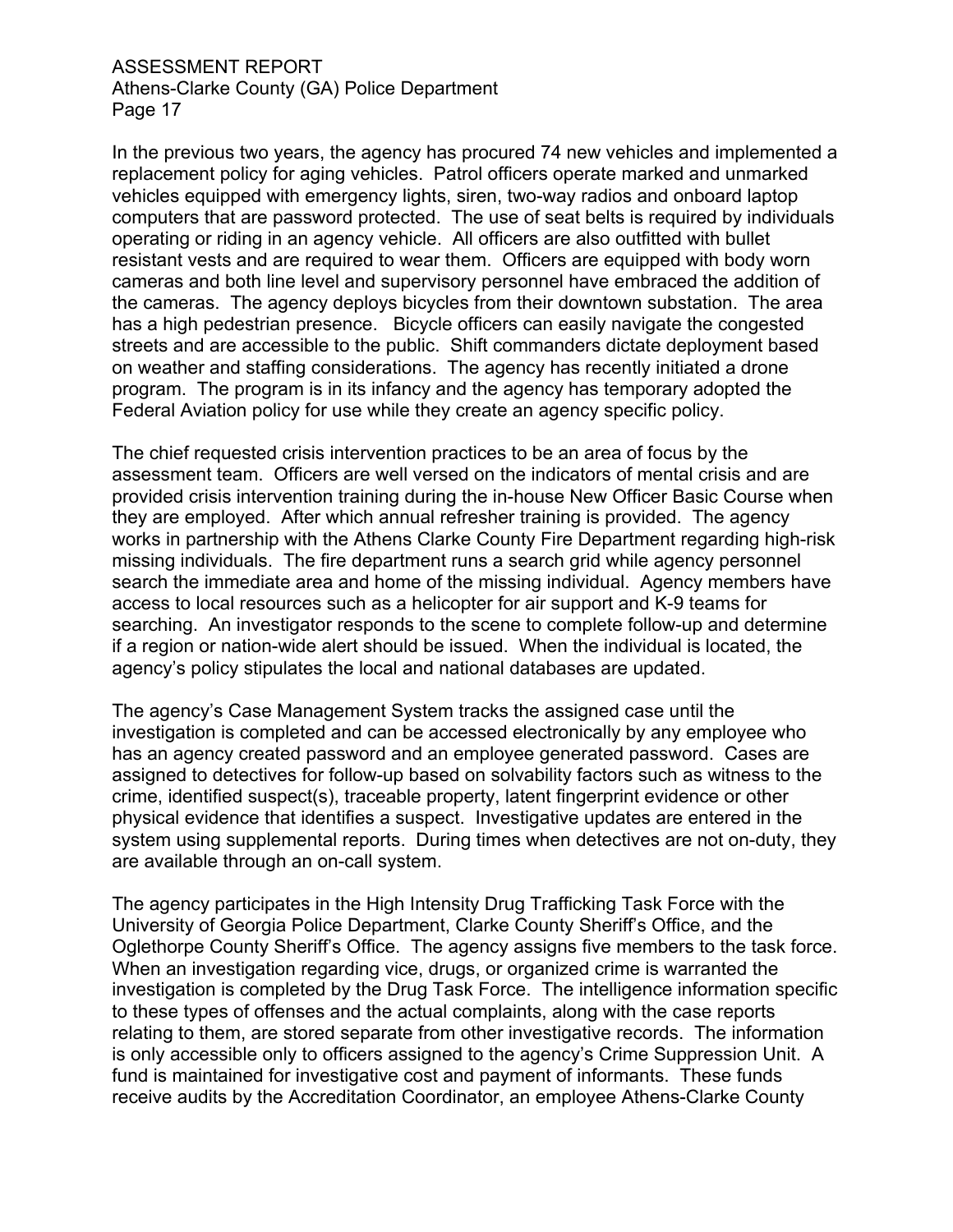In the previous two years, the agency has procured 74 new vehicles and implemented a replacement policy for aging vehicles. Patrol officers operate marked and unmarked vehicles equipped with emergency lights, siren, two-way radios and onboard laptop computers that are password protected. The use of seat belts is required by individuals operating or riding in an agency vehicle. All officers are also outfitted with bullet resistant vests and are required to wear them. Officers are equipped with body worn cameras and both line level and supervisory personnel have embraced the addition of the cameras. The agency deploys bicycles from their downtown substation. The area has a high pedestrian presence. Bicycle officers can easily navigate the congested streets and are accessible to the public. Shift commanders dictate deployment based on weather and staffing considerations. The agency has recently initiated a drone program. The program is in its infancy and the agency has temporary adopted the Federal Aviation policy for use while they create an agency specific policy.

The chief requested crisis intervention practices to be an area of focus by the assessment team. Officers are well versed on the indicators of mental crisis and are provided crisis intervention training during the in-house New Officer Basic Course when they are employed. After which annual refresher training is provided. The agency works in partnership with the Athens Clarke County Fire Department regarding high-risk missing individuals. The fire department runs a search grid while agency personnel search the immediate area and home of the missing individual. Agency members have access to local resources such as a helicopter for air support and K-9 teams for searching. An investigator responds to the scene to complete follow-up and determine if a region or nation-wide alert should be issued. When the individual is located, the agency's policy stipulates the local and national databases are updated.

The agency's Case Management System tracks the assigned case until the investigation is completed and can be accessed electronically by any employee who has an agency created password and an employee generated password. Cases are assigned to detectives for follow-up based on solvability factors such as witness to the crime, identified suspect(s), traceable property, latent fingerprint evidence or other physical evidence that identifies a suspect. Investigative updates are entered in the system using supplemental reports. During times when detectives are not on-duty, they are available through an on-call system.

The agency participates in the High Intensity Drug Trafficking Task Force with the University of Georgia Police Department, Clarke County Sheriff's Office, and the Oglethorpe County Sheriff's Office. The agency assigns five members to the task force. When an investigation regarding vice, drugs, or organized crime is warranted the investigation is completed by the Drug Task Force. The intelligence information specific to these types of offenses and the actual complaints, along with the case reports relating to them, are stored separate from other investigative records. The information is only accessible only to officers assigned to the agency's Crime Suppression Unit. A fund is maintained for investigative cost and payment of informants. These funds receive audits by the Accreditation Coordinator, an employee Athens-Clarke County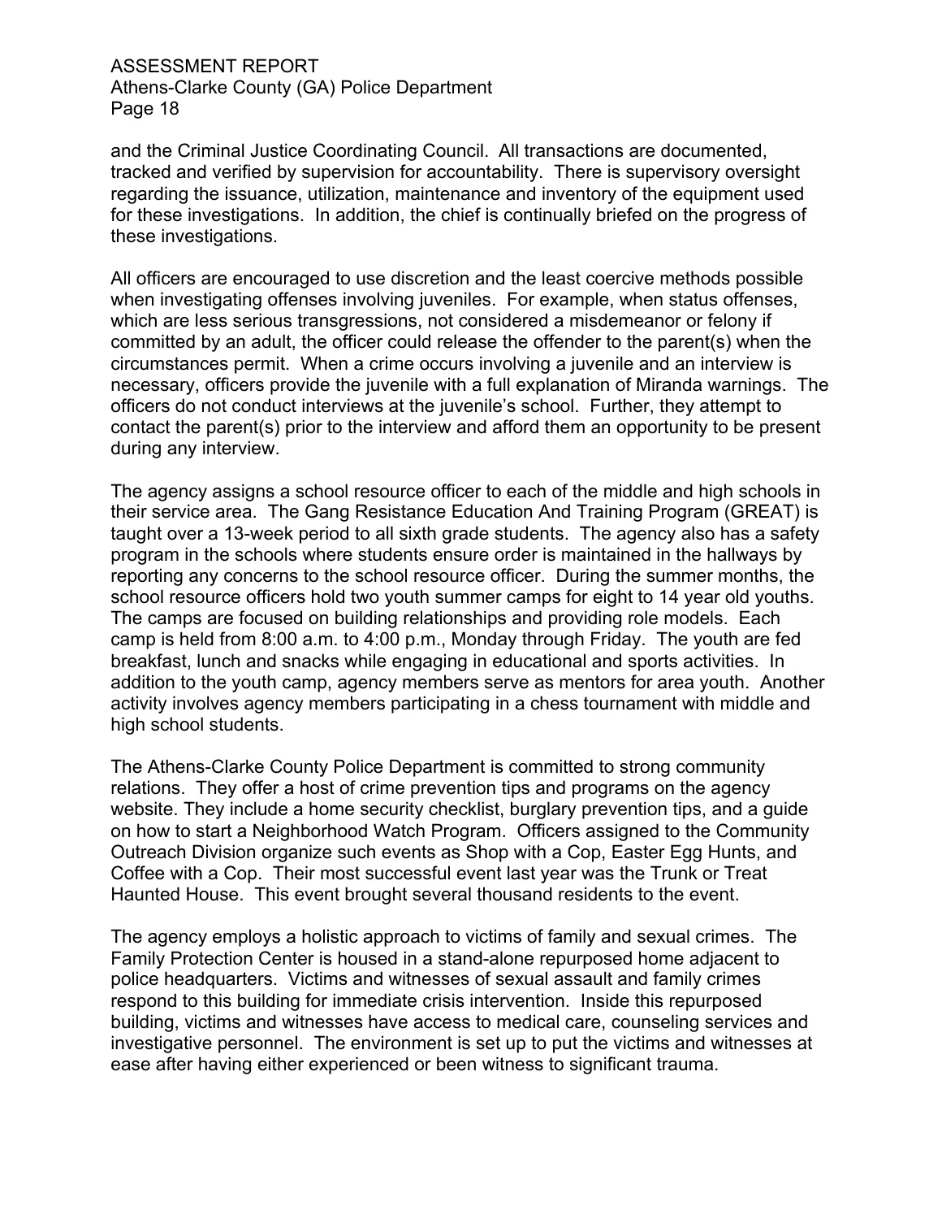and the Criminal Justice Coordinating Council. All transactions are documented, tracked and verified by supervision for accountability. There is supervisory oversight regarding the issuance, utilization, maintenance and inventory of the equipment used for these investigations. In addition, the chief is continually briefed on the progress of these investigations.

All officers are encouraged to use discretion and the least coercive methods possible when investigating offenses involving juveniles. For example, when status offenses, which are less serious transgressions, not considered a misdemeanor or felony if committed by an adult, the officer could release the offender to the parent(s) when the circumstances permit. When a crime occurs involving a juvenile and an interview is necessary, officers provide the juvenile with a full explanation of Miranda warnings. The officers do not conduct interviews at the juvenile's school. Further, they attempt to contact the parent(s) prior to the interview and afford them an opportunity to be present during any interview.

The agency assigns a school resource officer to each of the middle and high schools in their service area. The Gang Resistance Education And Training Program (GREAT) is taught over a 13-week period to all sixth grade students. The agency also has a safety program in the schools where students ensure order is maintained in the hallways by reporting any concerns to the school resource officer. During the summer months, the school resource officers hold two youth summer camps for eight to 14 year old youths. The camps are focused on building relationships and providing role models. Each camp is held from 8:00 a.m. to 4:00 p.m., Monday through Friday. The youth are fed breakfast, lunch and snacks while engaging in educational and sports activities. In addition to the youth camp, agency members serve as mentors for area youth. Another activity involves agency members participating in a chess tournament with middle and high school students.

The Athens-Clarke County Police Department is committed to strong community relations. They offer a host of crime prevention tips and programs on the agency website. They include a home security checklist, burglary prevention tips, and a guide on how to start a Neighborhood Watch Program. Officers assigned to the Community Outreach Division organize such events as Shop with a Cop, Easter Egg Hunts, and Coffee with a Cop. Their most successful event last year was the Trunk or Treat Haunted House. This event brought several thousand residents to the event.

The agency employs a holistic approach to victims of family and sexual crimes. The Family Protection Center is housed in a stand-alone repurposed home adjacent to police headquarters. Victims and witnesses of sexual assault and family crimes respond to this building for immediate crisis intervention. Inside this repurposed building, victims and witnesses have access to medical care, counseling services and investigative personnel. The environment is set up to put the victims and witnesses at ease after having either experienced or been witness to significant trauma.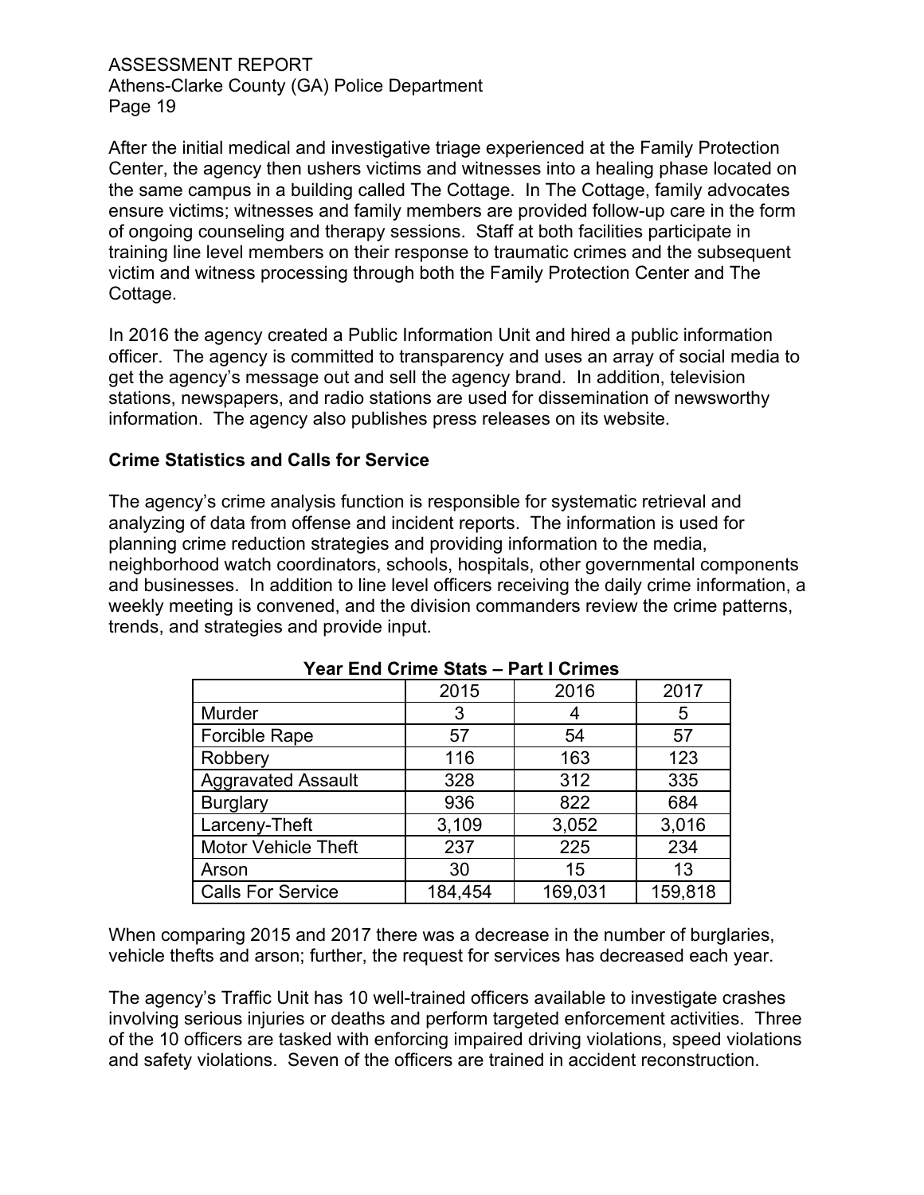After the initial medical and investigative triage experienced at the Family Protection Center, the agency then ushers victims and witnesses into a healing phase located on the same campus in a building called The Cottage. In The Cottage, family advocates ensure victims; witnesses and family members are provided follow-up care in the form of ongoing counseling and therapy sessions. Staff at both facilities participate in training line level members on their response to traumatic crimes and the subsequent victim and witness processing through both the Family Protection Center and The Cottage.

In 2016 the agency created a Public Information Unit and hired a public information officer. The agency is committed to transparency and uses an array of social media to get the agency's message out and sell the agency brand. In addition, television stations, newspapers, and radio stations are used for dissemination of newsworthy information. The agency also publishes press releases on its website.

**Crime Statistics and Calls for Service**

The agency's crime analysis function is responsible for systematic retrieval and analyzing of data from offense and incident reports. The information is used for planning crime reduction strategies and providing information to the media, neighborhood watch coordinators, schools, hospitals, other governmental components and businesses. In addition to line level officers receiving the daily crime information, a weekly meeting is convened, and the division commanders review the crime patterns, trends, and strategies and provide input.

**Year End Crime Stats – Part I Crimes**

| | 2015 | 2016 | 2017 |
|---|---|---|---|
| Murder | 3 | 4 | 5 |
| Forcible Rape | 57 | 54 | 57 |
| Robbery | 116 | 163 | 123 |
| Aggravated Assault | 328 | 312 | 335 |
| Burglary | 936 | 822 | 684 |
| Larceny-Theft | 3,109 | 3,052 | 3,016 |
| Motor Vehicle Theft | 237 | 225 | 234 |
| Arson | 30 | 15 | 13 |
| Calls For Service | 184,454 | 169,031 | 159,818 |

When comparing 2015 and 2017 there was a decrease in the number of burglaries, vehicle thefts and arson; further, the request for services has decreased each year.

The agency's Traffic Unit has 10 well-trained officers available to investigate crashes involving serious injuries or deaths and perform targeted enforcement activities. Three of the 10 officers are tasked with enforcing impaired driving violations, speed violations and safety violations. Seven of the officers are trained in accident reconstruction.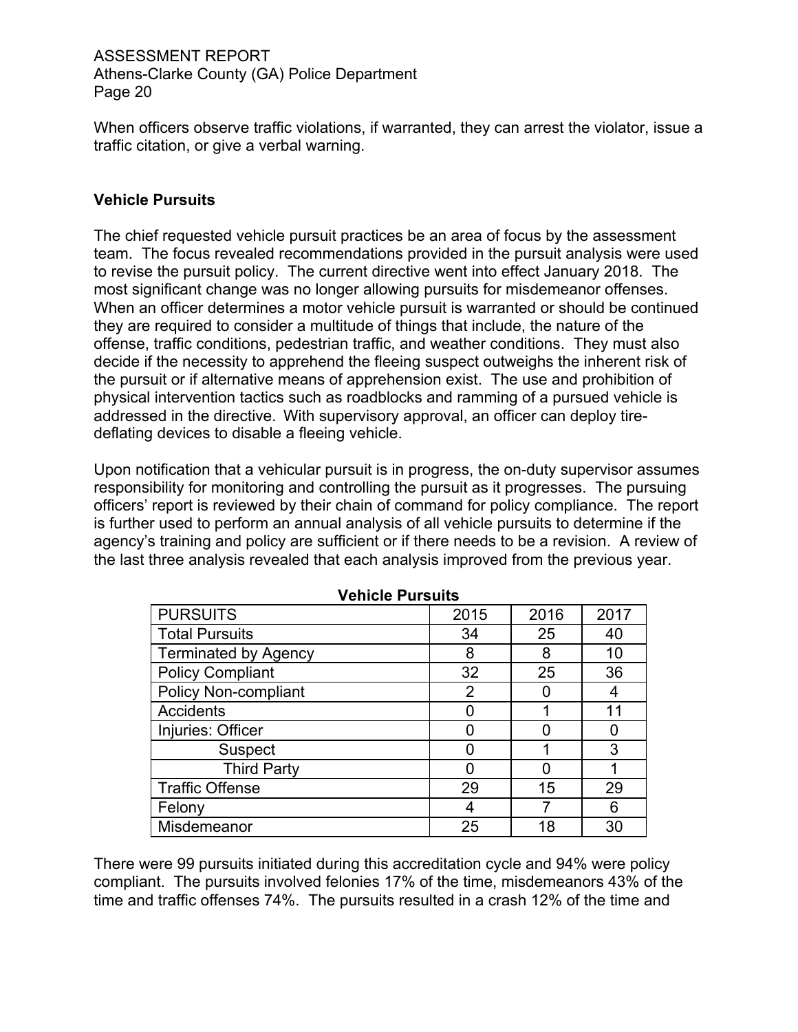When officers observe traffic violations, if warranted, they can arrest the violator, issue a traffic citation, or give a verbal warning.

**Vehicle Pursuits**

The chief requested vehicle pursuit practices be an area of focus by the assessment team. The focus revealed recommendations provided in the pursuit analysis were used to revise the pursuit policy. The current directive went into effect January 2018. The most significant change was no longer allowing pursuits for misdemeanor offenses. When an officer determines a motor vehicle pursuit is warranted or should be continued they are required to consider a multitude of things that include, the nature of the offense, traffic conditions, pedestrian traffic, and weather conditions. They must also decide if the necessity to apprehend the fleeing suspect outweighs the inherent risk of the pursuit or if alternative means of apprehension exist. The use and prohibition of physical intervention tactics such as roadblocks and ramming of a pursued vehicle is addressed in the directive. With supervisory approval, an officer can deploy tire-deflating devices to disable a fleeing vehicle.

Upon notification that a vehicular pursuit is in progress, the on-duty supervisor assumes responsibility for monitoring and controlling the pursuit as it progresses. The pursuing officers' report is reviewed by their chain of command for policy compliance. The report is further used to perform an annual analysis of all vehicle pursuits to determine if the agency's training and policy are sufficient or if there needs to be a revision. A review of the last three analysis revealed that each analysis improved from the previous year.

**Vehicle Pursuits**

| PURSUITS | 2015 | 2016 | 2017 |
|---|---|---|---|
| Total Pursuits | 34 | 25 | 40 |
| Terminated by Agency | 8 | 8 | 10 |
| Policy Compliant | 32 | 25 | 36 |
| Policy Non-compliant | 2 | 0 | 4 |
| Accidents | 0 | 1 | 11 |
| Injuries: Officer | 0 | 0 | 0 |
| Suspect | 0 | 1 | 3 |
| Third Party | 0 | 0 | 1 |
| Traffic Offense | 29 | 15 | 29 |
| Felony | 4 | 7 | 6 |
| Misdemeanor | 25 | 18 | 30 |

There were 99 pursuits initiated during this accreditation cycle and 94% were policy compliant. The pursuits involved felonies 17% of the time, misdemeanors 43% of the time and traffic offenses 74%. The pursuits resulted in a crash 12% of the time and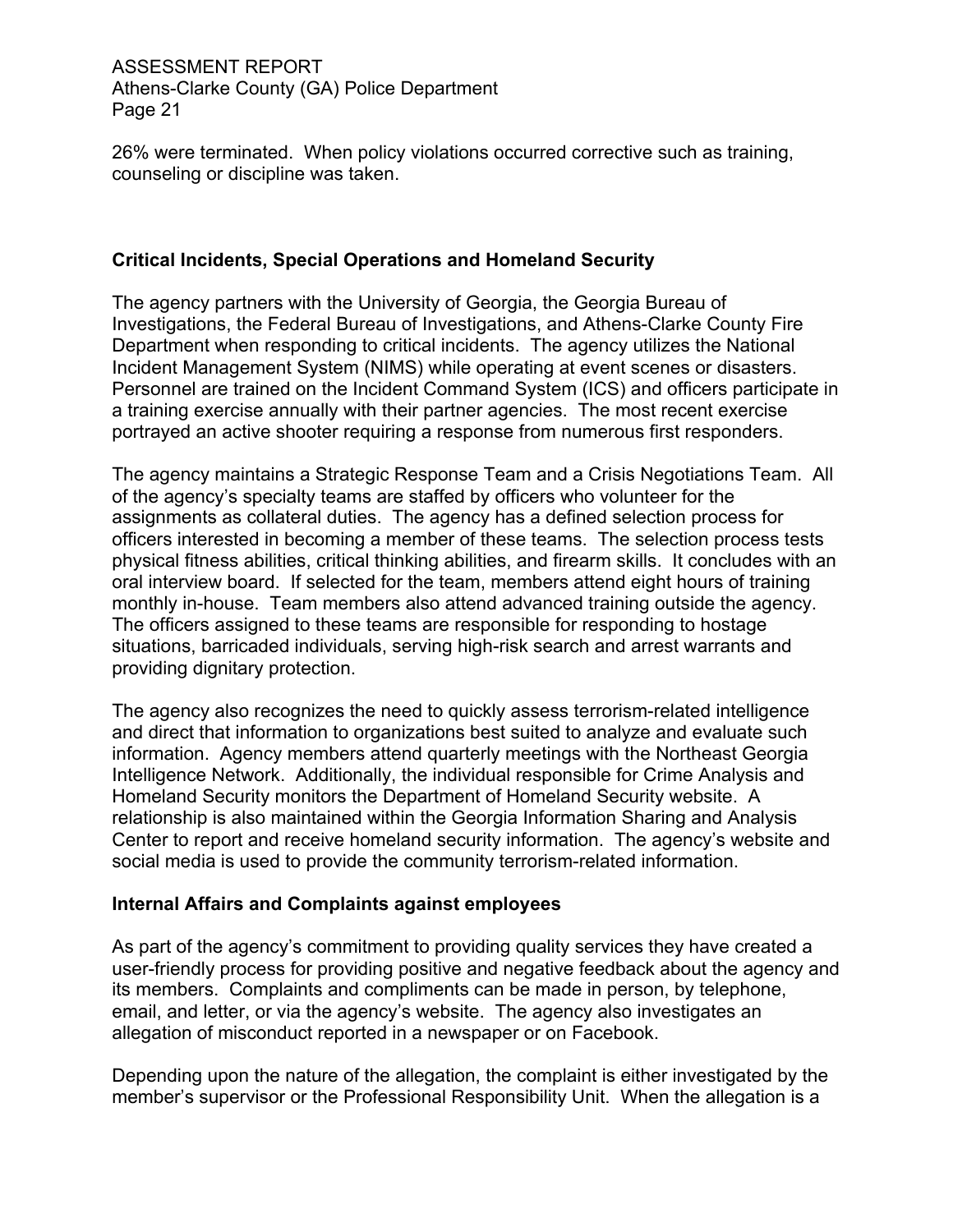26% were terminated. When policy violations occurred corrective such as training, counseling or discipline was taken.

**Critical Incidents, Special Operations and Homeland Security**

The agency partners with the University of Georgia, the Georgia Bureau of Investigations, the Federal Bureau of Investigations, and Athens-Clarke County Fire Department when responding to critical incidents. The agency utilizes the National Incident Management System (NIMS) while operating at event scenes or disasters. Personnel are trained on the Incident Command System (ICS) and officers participate in a training exercise annually with their partner agencies. The most recent exercise portrayed an active shooter requiring a response from numerous first responders.

The agency maintains a Strategic Response Team and a Crisis Negotiations Team. All of the agency's specialty teams are staffed by officers who volunteer for the assignments as collateral duties. The agency has a defined selection process for officers interested in becoming a member of these teams. The selection process tests physical fitness abilities, critical thinking abilities, and firearm skills. It concludes with an oral interview board. If selected for the team, members attend eight hours of training monthly in-house. Team members also attend advanced training outside the agency. The officers assigned to these teams are responsible for responding to hostage situations, barricaded individuals, serving high-risk search and arrest warrants and providing dignitary protection.

The agency also recognizes the need to quickly assess terrorism-related intelligence and direct that information to organizations best suited to analyze and evaluate such information. Agency members attend quarterly meetings with the Northeast Georgia Intelligence Network. Additionally, the individual responsible for Crime Analysis and Homeland Security monitors the Department of Homeland Security website. A relationship is also maintained within the Georgia Information Sharing and Analysis Center to report and receive homeland security information. The agency's website and social media is used to provide the community terrorism-related information.

**Internal Affairs and Complaints against employees**

As part of the agency's commitment to providing quality services they have created a user-friendly process for providing positive and negative feedback about the agency and its members. Complaints and compliments can be made in person, by telephone, email, and letter, or via the agency's website. The agency also investigates an allegation of misconduct reported in a newspaper or on Facebook.

Depending upon the nature of the allegation, the complaint is either investigated by the member's supervisor or the Professional Responsibility Unit. When the allegation is a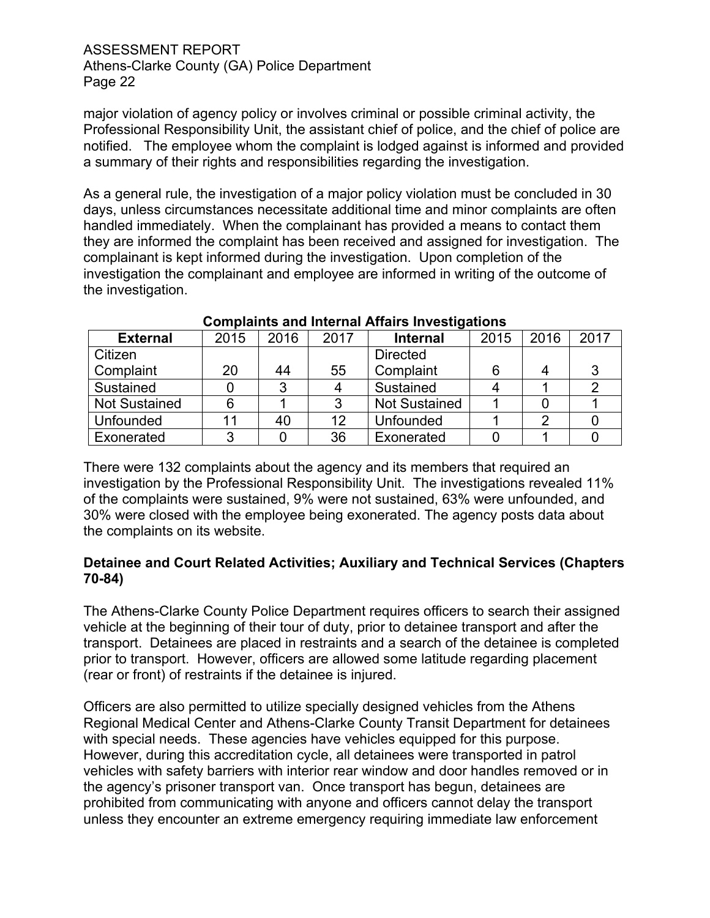major violation of agency policy or involves criminal or possible criminal activity, the Professional Responsibility Unit, the assistant chief of police, and the chief of police are notified. The employee whom the complaint is lodged against is informed and provided a summary of their rights and responsibilities regarding the investigation.

As a general rule, the investigation of a major policy violation must be concluded in 30 days, unless circumstances necessitate additional time and minor complaints are often handled immediately. When the complainant has provided a means to contact them they are informed the complaint has been received and assigned for investigation. The complainant is kept informed during the investigation. Upon completion of the investigation the complainant and employee are informed in writing of the outcome of the investigation.

**Complaints and Internal Affairs Investigations**

| External | 2015 | 2016 | 2017 | Internal | 2015 | 2016 | 2017 |
|---|---|---|---|---|---|---|---|
| Citizen Complaint | 20 | 44 | 55 | Directed Complaint | 6 | 4 | 3 |
| Sustained | 0 | 3 | 4 | Sustained | 4 | 1 | 2 |
| Not Sustained | 6 | 1 | 3 | Not Sustained | 1 | 0 | 1 |
| Unfounded | 11 | 40 | 12 | Unfounded | 1 | 2 | 0 |
| Exonerated | 3 | 0 | 36 | Exonerated | 0 | 1 | 0 |

There were 132 complaints about the agency and its members that required an investigation by the Professional Responsibility Unit. The investigations revealed 11% of the complaints were sustained, 9% were not sustained, 63% were unfounded, and 30% were closed with the employee being exonerated. The agency posts data about the complaints on its website.

**Detainee and Court Related Activities; Auxiliary and Technical Services (Chapters 70-84)**

The Athens-Clarke County Police Department requires officers to search their assigned vehicle at the beginning of their tour of duty, prior to detainee transport and after the transport. Detainees are placed in restraints and a search of the detainee is completed prior to transport. However, officers are allowed some latitude regarding placement (rear or front) of restraints if the detainee is injured.

Officers are also permitted to utilize specially designed vehicles from the Athens Regional Medical Center and Athens-Clarke County Transit Department for detainees with special needs. These agencies have vehicles equipped for this purpose. However, during this accreditation cycle, all detainees were transported in patrol vehicles with safety barriers with interior rear window and door handles removed or in the agency's prisoner transport van. Once transport has begun, detainees are prohibited from communicating with anyone and officers cannot delay the transport unless they encounter an extreme emergency requiring immediate law enforcement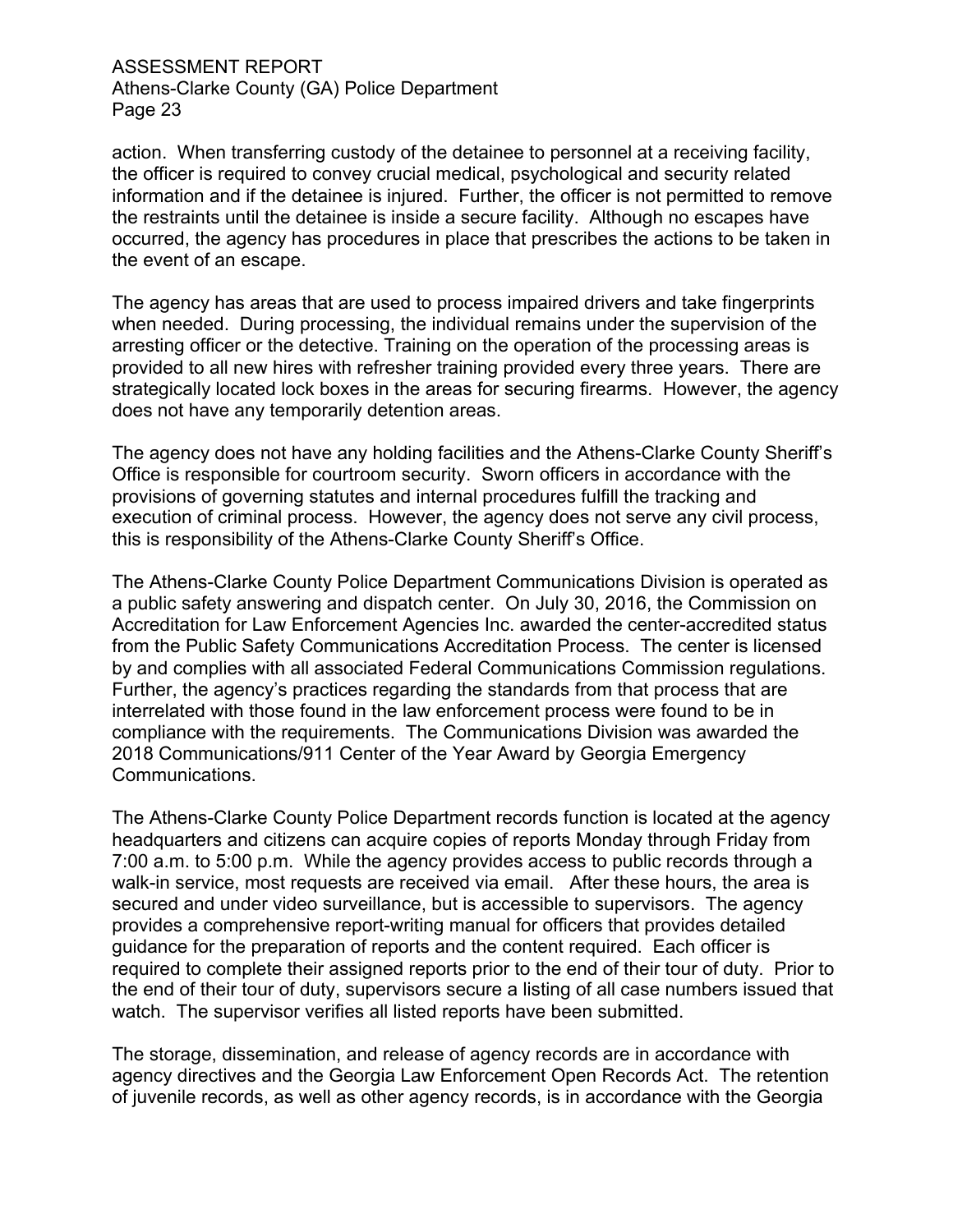action. When transferring custody of the detainee to personnel at a receiving facility, the officer is required to convey crucial medical, psychological and security related information and if the detainee is injured. Further, the officer is not permitted to remove the restraints until the detainee is inside a secure facility. Although no escapes have occurred, the agency has procedures in place that prescribes the actions to be taken in the event of an escape.

The agency has areas that are used to process impaired drivers and take fingerprints when needed. During processing, the individual remains under the supervision of the arresting officer or the detective. Training on the operation of the processing areas is provided to all new hires with refresher training provided every three years. There are strategically located lock boxes in the areas for securing firearms. However, the agency does not have any temporarily detention areas.

The agency does not have any holding facilities and the Athens-Clarke County Sheriff's Office is responsible for courtroom security. Sworn officers in accordance with the provisions of governing statutes and internal procedures fulfill the tracking and execution of criminal process. However, the agency does not serve any civil process, this is responsibility of the Athens-Clarke County Sheriff's Office.

The Athens-Clarke County Police Department Communications Division is operated as a public safety answering and dispatch center. On July 30, 2016, the Commission on Accreditation for Law Enforcement Agencies Inc. awarded the center-accredited status from the Public Safety Communications Accreditation Process. The center is licensed by and complies with all associated Federal Communications Commission regulations. Further, the agency's practices regarding the standards from that process that are interrelated with those found in the law enforcement process were found to be in compliance with the requirements. The Communications Division was awarded the 2018 Communications/911 Center of the Year Award by Georgia Emergency Communications.

The Athens-Clarke County Police Department records function is located at the agency headquarters and citizens can acquire copies of reports Monday through Friday from 7:00 a.m. to 5:00 p.m. While the agency provides access to public records through a walk-in service, most requests are received via email. After these hours, the area is secured and under video surveillance, but is accessible to supervisors. The agency provides a comprehensive report-writing manual for officers that provides detailed guidance for the preparation of reports and the content required. Each officer is required to complete their assigned reports prior to the end of their tour of duty. Prior to the end of their tour of duty, supervisors secure a listing of all case numbers issued that watch. The supervisor verifies all listed reports have been submitted.

The storage, dissemination, and release of agency records are in accordance with agency directives and the Georgia Law Enforcement Open Records Act. The retention of juvenile records, as well as other agency records, is in accordance with the Georgia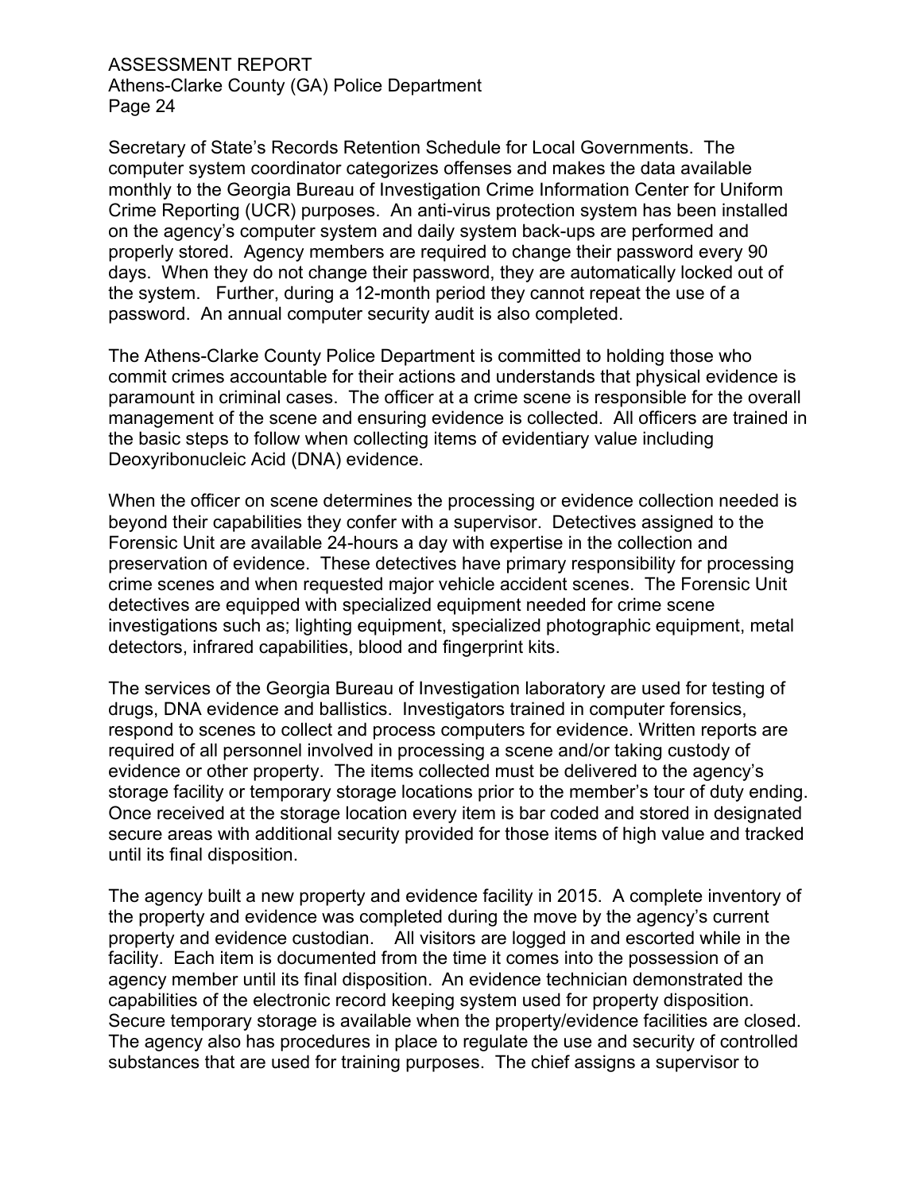Secretary of State's Records Retention Schedule for Local Governments. The computer system coordinator categorizes offenses and makes the data available monthly to the Georgia Bureau of Investigation Crime Information Center for Uniform Crime Reporting (UCR) purposes. An anti-virus protection system has been installed on the agency's computer system and daily system back-ups are performed and properly stored. Agency members are required to change their password every 90 days. When they do not change their password, they are automatically locked out of the system. Further, during a 12-month period they cannot repeat the use of a password. An annual computer security audit is also completed.

The Athens-Clarke County Police Department is committed to holding those who commit crimes accountable for their actions and understands that physical evidence is paramount in criminal cases. The officer at a crime scene is responsible for the overall management of the scene and ensuring evidence is collected. All officers are trained in the basic steps to follow when collecting items of evidentiary value including Deoxyribonucleic Acid (DNA) evidence.

When the officer on scene determines the processing or evidence collection needed is beyond their capabilities they confer with a supervisor. Detectives assigned to the Forensic Unit are available 24-hours a day with expertise in the collection and preservation of evidence. These detectives have primary responsibility for processing crime scenes and when requested major vehicle accident scenes. The Forensic Unit detectives are equipped with specialized equipment needed for crime scene investigations such as; lighting equipment, specialized photographic equipment, metal detectors, infrared capabilities, blood and fingerprint kits.

The services of the Georgia Bureau of Investigation laboratory are used for testing of drugs, DNA evidence and ballistics. Investigators trained in computer forensics, respond to scenes to collect and process computers for evidence. Written reports are required of all personnel involved in processing a scene and/or taking custody of evidence or other property. The items collected must be delivered to the agency's storage facility or temporary storage locations prior to the member's tour of duty ending. Once received at the storage location every item is bar coded and stored in designated secure areas with additional security provided for those items of high value and tracked until its final disposition.

The agency built a new property and evidence facility in 2015. A complete inventory of the property and evidence was completed during the move by the agency's current property and evidence custodian. All visitors are logged in and escorted while in the facility. Each item is documented from the time it comes into the possession of an agency member until its final disposition. An evidence technician demonstrated the capabilities of the electronic record keeping system used for property disposition. Secure temporary storage is available when the property/evidence facilities are closed. The agency also has procedures in place to regulate the use and security of controlled substances that are used for training purposes. The chief assigns a supervisor to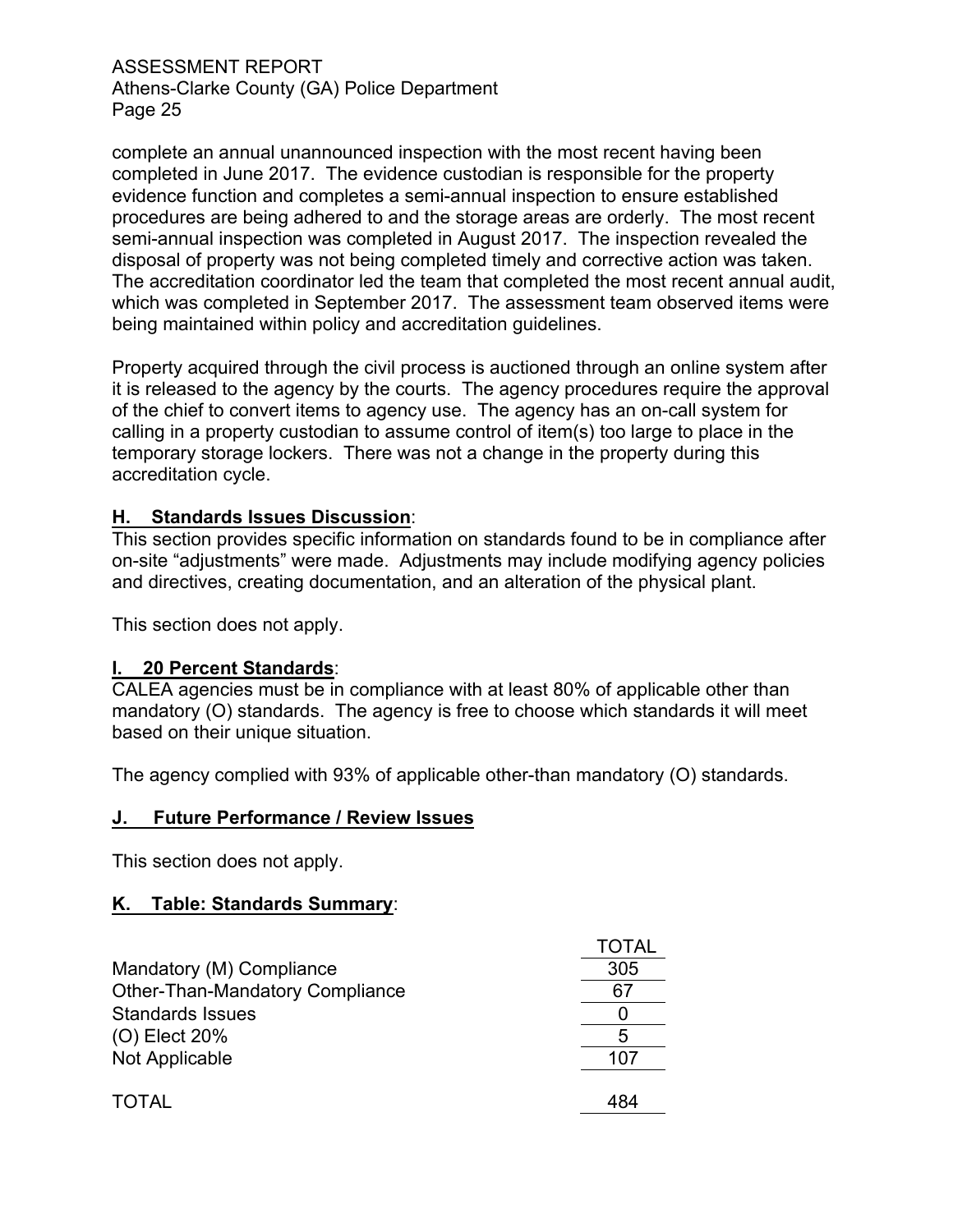complete an annual unannounced inspection with the most recent having been completed in June 2017. The evidence custodian is responsible for the property evidence function and completes a semi-annual inspection to ensure established procedures are being adhered to and the storage areas are orderly. The most recent semi-annual inspection was completed in August 2017. The inspection revealed the disposal of property was not being completed timely and corrective action was taken. The accreditation coordinator led the team that completed the most recent annual audit, which was completed in September 2017. The assessment team observed items were being maintained within policy and accreditation guidelines.

Property acquired through the civil process is auctioned through an online system after it is released to the agency by the courts. The agency procedures require the approval of the chief to convert items to agency use. The agency has an on-call system for calling in a property custodian to assume control of item(s) too large to place in the temporary storage lockers. There was not a change in the property during this accreditation cycle.

## H. Standards Issues Discussion:

This section provides specific information on standards found to be in compliance after on-site "adjustments" were made. Adjustments may include modifying agency policies and directives, creating documentation, and an alteration of the physical plant.

This section does not apply.

## I. 20 Percent Standards:

CALEA agencies must be in compliance with at least 80% of applicable other than mandatory (O) standards. The agency is free to choose which standards it will meet based on their unique situation.

The agency complied with 93% of applicable other-than mandatory (O) standards.

## J. Future Performance / Review Issues

This section does not apply.

## K. Table: Standards Summary:

| | TOTAL |
|---|---|
| Mandatory (M) Compliance | 305 |
| Other-Than-Mandatory Compliance | 67 |
| Standards Issues | 0 |
| (O) Elect 20% | 5 |
| Not Applicable | 107 |
| TOTAL | 484 |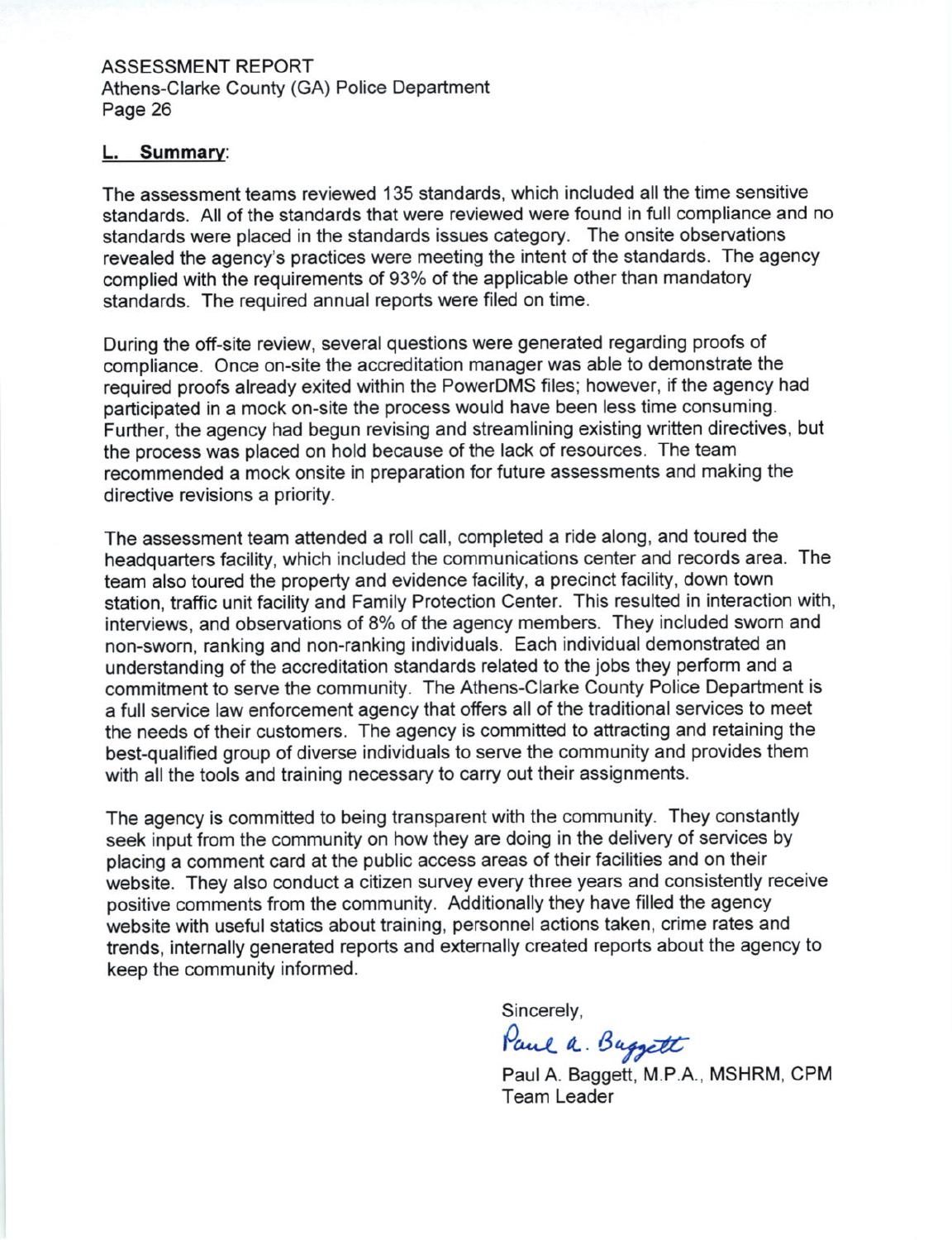## L. Summary:

The assessment teams reviewed 135 standards, which included all the time sensitive standards. All of the standards that were reviewed were found in full compliance and no standards were placed in the standards issues category. The onsite observations revealed the agency's practices were meeting the intent of the standards. The agency complied with the requirements of 93% of the applicable other than mandatory standards. The required annual reports were filed on time.

During the off-site review, several questions were generated regarding proofs of compliance. Once on-site the accreditation manager was able to demonstrate the required proofs already exited within the PowerDMS files; however, if the agency had participated in a mock on-site the process would have been less time consuming. Further, the agency had begun revising and streamlining existing written directives, but the process was placed on hold because of the lack of resources. The team recommended a mock onsite in preparation for future assessments and making the directive revisions a priority.

The assessment team attended a roll call, completed a ride along, and toured the headquarters facility, which included the communications center and records area. The team also toured the property and evidence facility, a precinct facility, down town station, traffic unit facility and Family Protection Center. This resulted in interaction with, interviews, and observations of 8% of the agency members. They included sworn and non-sworn, ranking and non-ranking individuals. Each individual demonstrated an understanding of the accreditation standards related to the jobs they perform and a commitment to serve the community. The Athens-Clarke County Police Department is a full service law enforcement agency that offers all of the traditional services to meet the needs of their customers. The agency is committed to attracting and retaining the best-qualified group of diverse individuals to serve the community and provides them with all the tools and training necessary to carry out their assignments.

The agency is committed to being transparent with the community. They constantly seek input from the community on how they are doing in the delivery of services by placing a comment card at the public access areas of their facilities and on their website. They also conduct a citizen survey every three years and consistently receive positive comments from the community. Additionally they have filled the agency website with useful statics about training, personnel actions taken, crime rates and trends, internally generated reports and externally created reports about the agency to keep the community informed.

Sincerely,

Paul A. Baggett

Paul A. Baggett, M.P.A., MSHRM, CPM
Team Leader